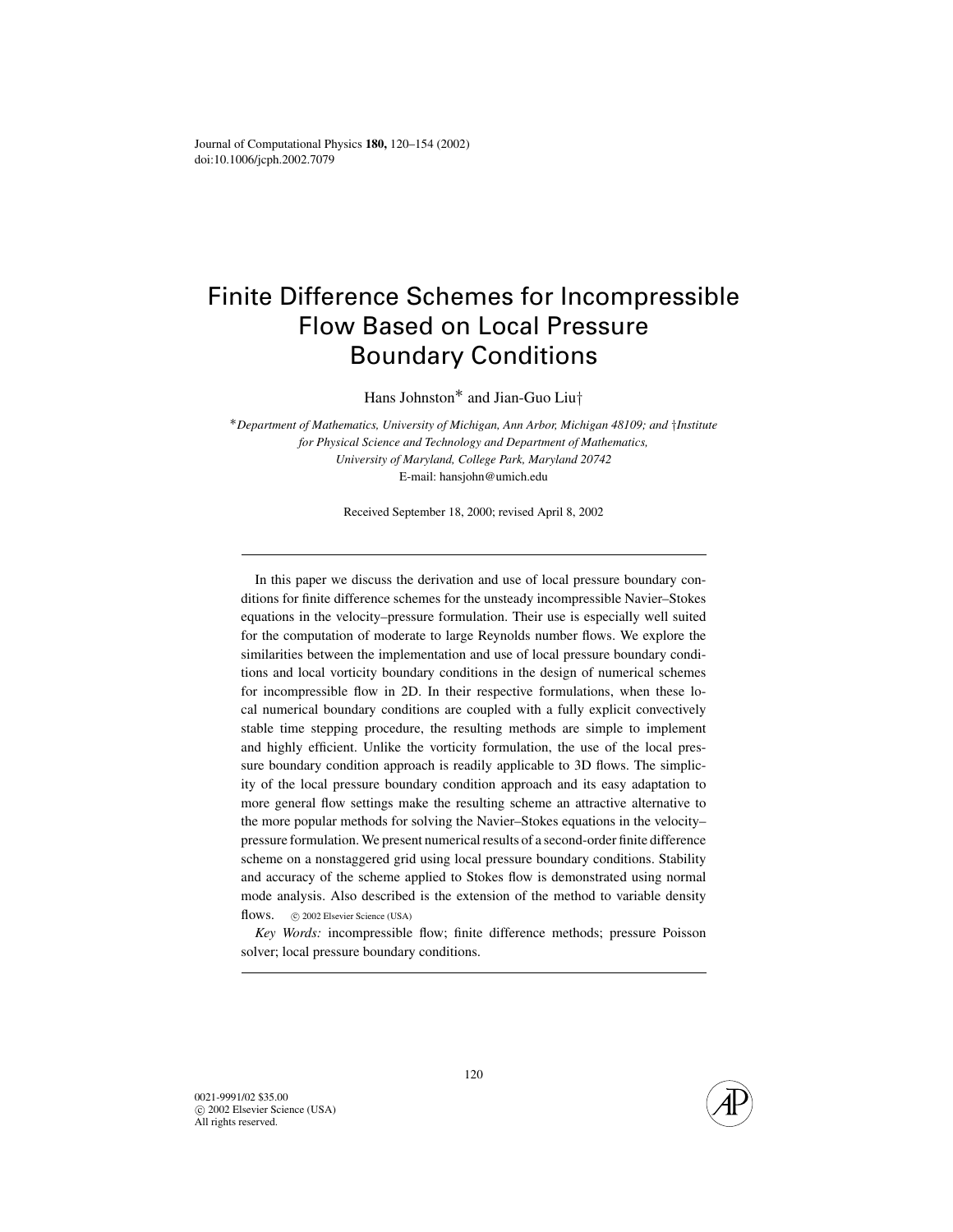# Finite Difference Schemes for Incompressible Flow Based on Local Pressure Boundary Conditions

Hans Johnston* and Jian-Guo Liu†

*Department of Mathematics, University of Michigan, Ann Arbor, Michigan 48109; and †Institute for Physical Science and Technology and Department of Mathematics, University of Maryland, College Park, Maryland 20742*
E-mail: hansjohn@umich.edu

Received September 18, 2000; revised April 8, 2002

---

In this paper we discuss the derivation and use of local pressure boundary conditions for finite difference schemes for the unsteady incompressible Navier–Stokes equations in the velocity–pressure formulation. Their use is especially well suited for the computation of moderate to large Reynolds number flows. We explore the similarities between the implementation and use of local pressure boundary conditions and local vorticity boundary conditions in the design of numerical schemes for incompressible flow in 2D. In their respective formulations, when these local numerical boundary conditions are coupled with a fully explicit convectively stable time stepping procedure, the resulting methods are simple to implement and highly efficient. Unlike the vorticity formulation, the use of the local pressure boundary condition approach is readily applicable to 3D flows. The simplicity of the local pressure boundary condition approach and its easy adaptation to more general flow settings make the resulting scheme an attractive alternative to the more popular methods for solving the Navier–Stokes equations in the velocity–pressure formulation. We present numerical results of a second-order finite difference scheme on a nonstaggered grid using local pressure boundary conditions. Stability and accuracy of the scheme applied to Stokes flow is demonstrated using normal mode analysis. Also described is the extension of the method to variable density flows. © 2002 Elsevier Science (USA)

*Key Words:* incompressible flow; finite difference methods; pressure Poisson solver; local pressure boundary conditions.

---

0021-9991/02 $35.00
© 2002 Elsevier Science (USA)
All rights reserved.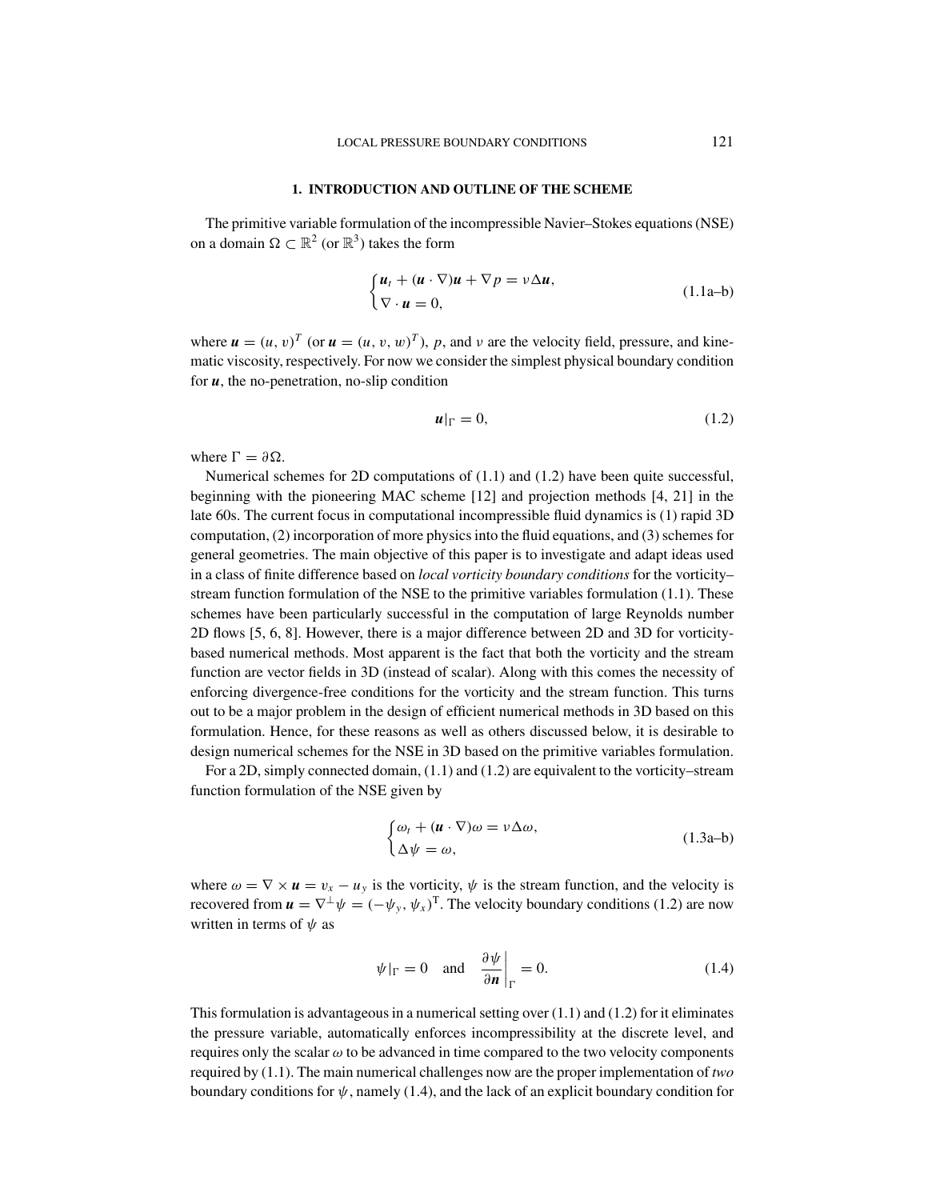## 1. INTRODUCTION AND OUTLINE OF THE SCHEME

The primitive variable formulation of the incompressible Navier–Stokes equations (NSE) on a domain $\Omega \subset \mathbb{R}^2$ (or $\mathbb{R}^3$) takes the form

$$\begin{cases} \boldsymbol{u}_t + (\boldsymbol{u} \cdot \nabla)\boldsymbol{u} + \nabla p = \nu \Delta \boldsymbol{u}, \\ \nabla \cdot \boldsymbol{u} = 0, \end{cases} \tag{1.1a–b}$$

where $\boldsymbol{u} = (u, v)^T$ (or $\boldsymbol{u} = (u, v, w)^T$), $p$, and $\nu$ are the velocity field, pressure, and kinematic viscosity, respectively. For now we consider the simplest physical boundary condition for $\boldsymbol{u}$, the no-penetration, no-slip condition

$$\boldsymbol{u}|_\Gamma = 0, \tag{1.2}$$

where $\Gamma = \partial\Omega$.

Numerical schemes for 2D computations of (1.1) and (1.2) have been quite successful, beginning with the pioneering MAC scheme [12] and projection methods [4, 21] in the late 60s. The current focus in computational incompressible fluid dynamics is (1) rapid 3D computation, (2) incorporation of more physics into the fluid equations, and (3) schemes for general geometries. The main objective of this paper is to investigate and adapt ideas used in a class of finite difference based on *local vorticity boundary conditions* for the vorticity–stream function formulation of the NSE to the primitive variables formulation (1.1). These schemes have been particularly successful in the computation of large Reynolds number 2D flows [5, 6, 8]. However, there is a major difference between 2D and 3D for vorticity-based numerical methods. Most apparent is the fact that both the vorticity and the stream function are vector fields in 3D (instead of scalar). Along with this comes the necessity of enforcing divergence-free conditions for the vorticity and the stream function. This turns out to be a major problem in the design of efficient numerical methods in 3D based on this formulation. Hence, for these reasons as well as others discussed below, it is desirable to design numerical schemes for the NSE in 3D based on the primitive variables formulation.

For a 2D, simply connected domain, (1.1) and (1.2) are equivalent to the vorticity–stream function formulation of the NSE given by

$$\begin{cases} \omega_t + (\boldsymbol{u} \cdot \nabla)\omega = \nu \Delta \omega, \\ \Delta \psi = \omega, \end{cases} \tag{1.3a–b}$$

where $\omega = \nabla \times \boldsymbol{u} = v_x - u_y$ is the vorticity, $\psi$ is the stream function, and the velocity is recovered from $\boldsymbol{u} = \nabla^\perp \psi = (-\psi_y, \psi_x)^{\mathrm{T}}$. The velocity boundary conditions (1.2) are now written in terms of $\psi$ as

$$\psi|_\Gamma = 0 \quad \text{and} \quad \left.\frac{\partial \psi}{\partial \boldsymbol{n}}\right|_\Gamma = 0. \tag{1.4}$$

This formulation is advantageous in a numerical setting over (1.1) and (1.2) for it eliminates the pressure variable, automatically enforces incompressibility at the discrete level, and requires only the scalar $\omega$ to be advanced in time compared to the two velocity components required by (1.1). The main numerical challenges now are the proper implementation of *two* boundary conditions for $\psi$, namely (1.4), and the lack of an explicit boundary condition for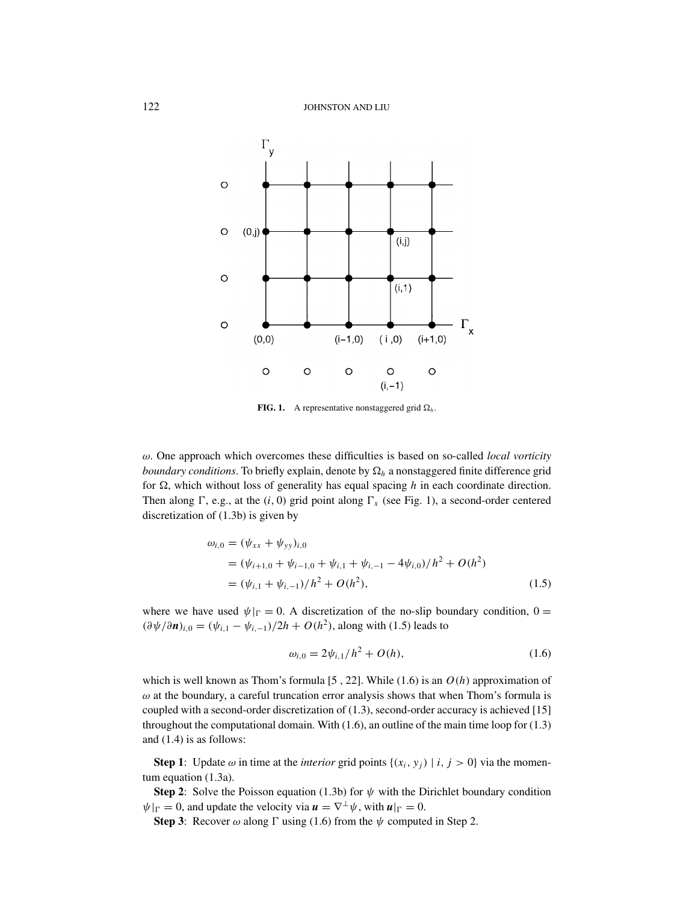FIG. 1. A representative nonstaggered grid $\Omega_h$.

$\omega$. One approach which overcomes these difficulties is based on so-called *local vorticity boundary conditions*. To briefly explain, denote by $\Omega_h$ a nonstaggered finite difference grid for $\Omega$, which without loss of generality has equal spacing $h$ in each coordinate direction. Then along $\Gamma$, e.g., at the $(i, 0)$ grid point along $\Gamma_x$ (see Fig. 1), a second-order centered discretization of (1.3b) is given by

$$
\begin{aligned}
\omega_{i,0} &= (\psi_{xx} + \psi_{yy})_{i,0} \\
&= (\psi_{i+1,0} + \psi_{i-1,0} + \psi_{i,1} + \psi_{i,-1} - 4\psi_{i,0})/h^2 + O(h^2) \\
&= (\psi_{i,1} + \psi_{i,-1})/h^2 + O(h^2),
\end{aligned}
\tag{1.5}
$$

where we have used $\psi|_\Gamma = 0$. A discretization of the no-slip boundary condition, $0 = (\partial\psi/\partial\boldsymbol{n})_{i,0} = (\psi_{i,1} - \psi_{i,-1})/2h + O(h^2)$, along with (1.5) leads to

$$
\omega_{i,0} = 2\psi_{i,1}/h^2 + O(h),
\tag{1.6}
$$

which is well known as Thom's formula [5 , 22]. While (1.6) is an $O(h)$ approximation of $\omega$ at the boundary, a careful truncation error analysis shows that when Thom's formula is coupled with a second-order discretization of (1.3), second-order accuracy is achieved [15] throughout the computational domain. With (1.6), an outline of the main time loop for (1.3) and (1.4) is as follows:

**Step 1**: Update $\omega$ in time at the *interior* grid points $\{(x_i, y_j) \mid i, j > 0\}$ via the momentum equation (1.3a).

**Step 2**: Solve the Poisson equation (1.3b) for $\psi$ with the Dirichlet boundary condition $\psi|_\Gamma = 0$, and update the velocity via $\boldsymbol{u} = \nabla^\perp\psi$, with $\boldsymbol{u}|_\Gamma = 0$.

**Step 3**: Recover $\omega$ along $\Gamma$ using (1.6) from the $\psi$ computed in Step 2.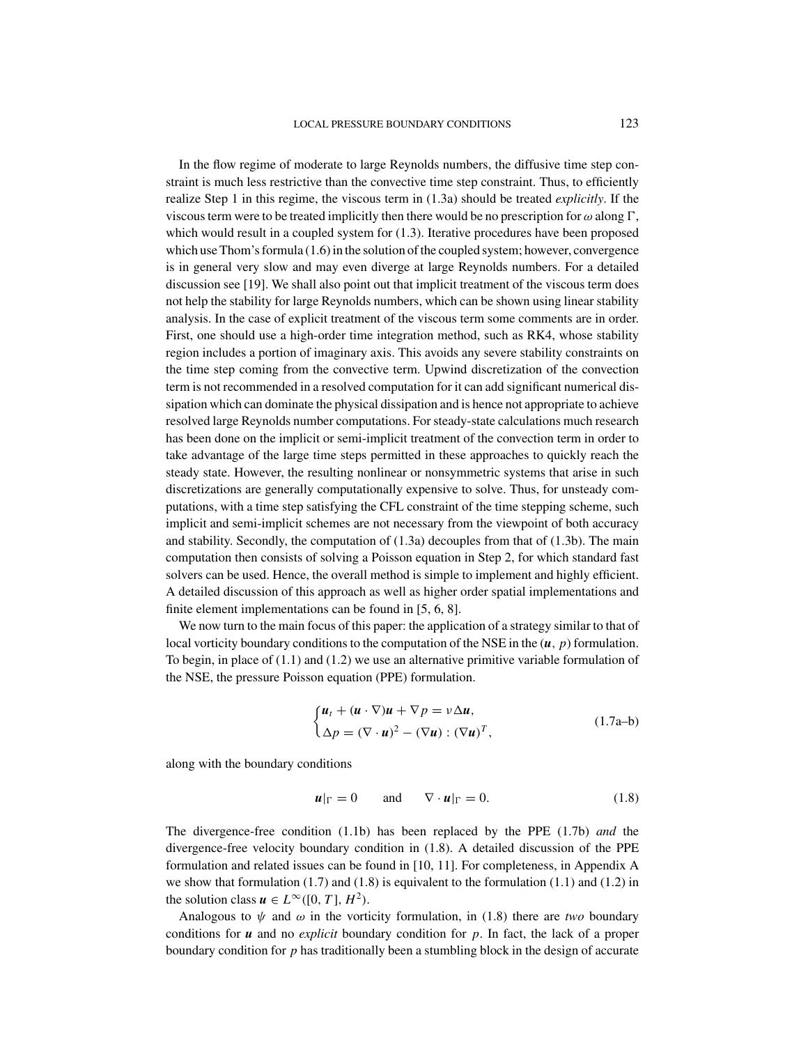In the flow regime of moderate to large Reynolds numbers, the diffusive time step constraint is much less restrictive than the convective time step constraint. Thus, to efficiently realize Step 1 in this regime, the viscous term in (1.3a) should be treated *explicitly*. If the viscous term were to be treated implicitly then there would be no prescription for $\omega$ along $\Gamma$, which would result in a coupled system for (1.3). Iterative procedures have been proposed which use Thom's formula (1.6) in the solution of the coupled system; however, convergence is in general very slow and may even diverge at large Reynolds numbers. For a detailed discussion see [19]. We shall also point out that implicit treatment of the viscous term does not help the stability for large Reynolds numbers, which can be shown using linear stability analysis. In the case of explicit treatment of the viscous term some comments are in order. First, one should use a high-order time integration method, such as RK4, whose stability region includes a portion of imaginary axis. This avoids any severe stability constraints on the time step coming from the convective term. Upwind discretization of the convection term is not recommended in a resolved computation for it can add significant numerical dissipation which can dominate the physical dissipation and is hence not appropriate to achieve resolved large Reynolds number computations. For steady-state calculations much research has been done on the implicit or semi-implicit treatment of the convection term in order to take advantage of the large time steps permitted in these approaches to quickly reach the steady state. However, the resulting nonlinear or nonsymmetric systems that arise in such discretizations are generally computationally expensive to solve. Thus, for unsteady computations, with a time step satisfying the CFL constraint of the time stepping scheme, such implicit and semi-implicit schemes are not necessary from the viewpoint of both accuracy and stability. Secondly, the computation of (1.3a) decouples from that of (1.3b). The main computation then consists of solving a Poisson equation in Step 2, for which standard fast solvers can be used. Hence, the overall method is simple to implement and highly efficient. A detailed discussion of this approach as well as higher order spatial implementations and finite element implementations can be found in [5, 6, 8].

We now turn to the main focus of this paper: the application of a strategy similar to that of local vorticity boundary conditions to the computation of the NSE in the $(\boldsymbol{u}, p)$ formulation. To begin, in place of (1.1) and (1.2) we use an alternative primitive variable formulation of the NSE, the pressure Poisson equation (PPE) formulation.

$$\begin{cases} \boldsymbol{u}_t + (\boldsymbol{u} \cdot \nabla)\boldsymbol{u} + \nabla p = \nu \Delta \boldsymbol{u}, \\ \Delta p = (\nabla \cdot \boldsymbol{u})^2 - (\nabla \boldsymbol{u}) : (\nabla \boldsymbol{u})^T, \end{cases} \tag{1.7a–b}$$

along with the boundary conditions

$$\boldsymbol{u}|_\Gamma = 0 \qquad \text{and} \qquad \nabla \cdot \boldsymbol{u}|_\Gamma = 0. \tag{1.8}$$

The divergence-free condition (1.1b) has been replaced by the PPE (1.7b) *and* the divergence-free velocity boundary condition in (1.8). A detailed discussion of the PPE formulation and related issues can be found in [10, 11]. For completeness, in Appendix A we show that formulation (1.7) and (1.8) is equivalent to the formulation (1.1) and (1.2) in the solution class $\boldsymbol{u} \in L^\infty([0, T], H^2)$.

Analogous to $\psi$ and $\omega$ in the vorticity formulation, in (1.8) there are *two* boundary conditions for $\boldsymbol{u}$ and no *explicit* boundary condition for $p$. In fact, the lack of a proper boundary condition for $p$ has traditionally been a stumbling block in the design of accurate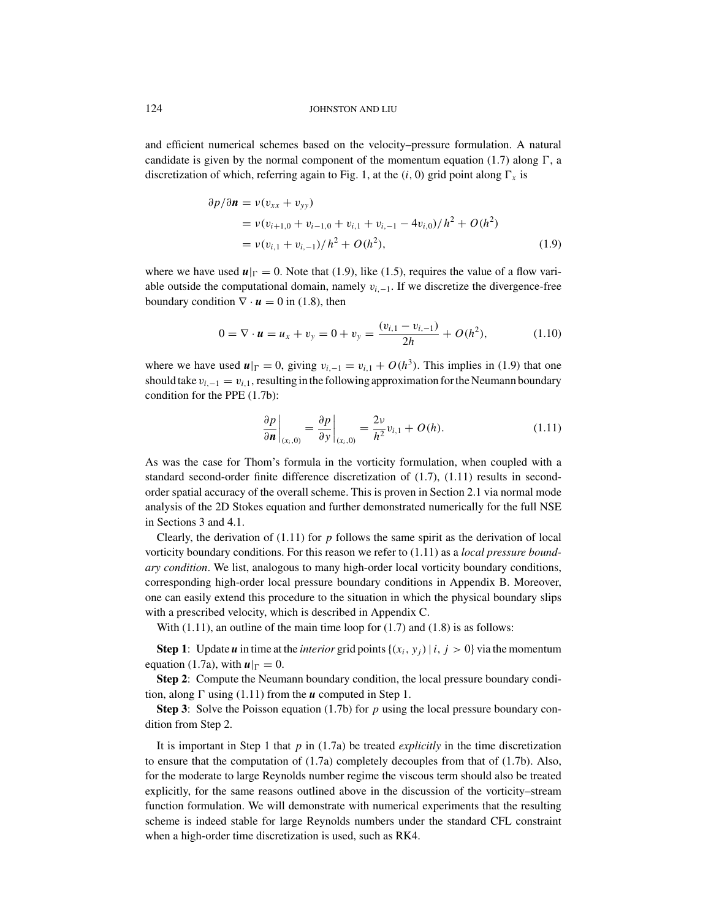and efficient numerical schemes based on the velocity–pressure formulation. A natural candidate is given by the normal component of the momentum equation (1.7) along $\Gamma$, a discretization of which, referring again to Fig. 1, at the $(i, 0)$ grid point along $\Gamma_x$ is

$$
\begin{aligned}
\partial p/\partial \boldsymbol{n} &= \nu(v_{xx} + v_{yy}) \\
&= \nu(v_{i+1,0} + v_{i-1,0} + v_{i,1} + v_{i,-1} - 4v_{i,0})/h^2 + O(h^2) \\
&= \nu(v_{i,1} + v_{i,-1})/h^2 + O(h^2),
\end{aligned} \tag{1.9}
$$

where we have used $\boldsymbol{u}|_\Gamma = 0$. Note that (1.9), like (1.5), requires the value of a flow variable outside the computational domain, namely $v_{i,-1}$. If we discretize the divergence-free boundary condition $\nabla \cdot \boldsymbol{u} = 0$ in (1.8), then

$$
0 = \nabla \cdot \boldsymbol{u} = u_x + v_y = 0 + v_y = \frac{(v_{i,1} - v_{i,-1})}{2h} + O(h^2), \tag{1.10}
$$

where we have used $\boldsymbol{u}|_\Gamma = 0$, giving $v_{i,-1} = v_{i,1} + O(h^3)$. This implies in (1.9) that one should take $v_{i,-1} = v_{i,1}$, resulting in the following approximation for the Neumann boundary condition for the PPE (1.7b):

$$
\left.\frac{\partial p}{\partial \boldsymbol{n}}\right|_{(x_i,0)} = \left.\frac{\partial p}{\partial y}\right|_{(x_i,0)} = \frac{2\nu}{h^2} v_{i,1} + O(h). \tag{1.11}
$$

As was the case for Thom's formula in the vorticity formulation, when coupled with a standard second-order finite difference discretization of (1.7), (1.11) results in second-order spatial accuracy of the overall scheme. This is proven in Section 2.1 via normal mode analysis of the 2D Stokes equation and further demonstrated numerically for the full NSE in Sections 3 and 4.1.

Clearly, the derivation of (1.11) for $p$ follows the same spirit as the derivation of local vorticity boundary conditions. For this reason we refer to (1.11) as a *local pressure boundary condition*. We list, analogous to many high-order local vorticity boundary conditions, corresponding high-order local pressure boundary conditions in Appendix B. Moreover, one can easily extend this procedure to the situation in which the physical boundary slips with a prescribed velocity, which is described in Appendix C.

With (1.11), an outline of the main time loop for (1.7) and (1.8) is as follows:

**Step 1**: Update $\boldsymbol{u}$ in time at the *interior* grid points $\{(x_i, y_j) \mid i, j > 0\}$ via the momentum equation (1.7a), with $\boldsymbol{u}|_\Gamma = 0$.

**Step 2**: Compute the Neumann boundary condition, the local pressure boundary condition, along $\Gamma$ using (1.11) from the $\boldsymbol{u}$ computed in Step 1.

**Step 3**: Solve the Poisson equation (1.7b) for $p$ using the local pressure boundary condition from Step 2.

It is important in Step 1 that $p$ in (1.7a) be treated *explicitly* in the time discretization to ensure that the computation of (1.7a) completely decouples from that of (1.7b). Also, for the moderate to large Reynolds number regime the viscous term should also be treated explicitly, for the same reasons outlined above in the discussion of the vorticity–stream function formulation. We will demonstrate with numerical experiments that the resulting scheme is indeed stable for large Reynolds numbers under the standard CFL constraint when a high-order time discretization is used, such as RK4.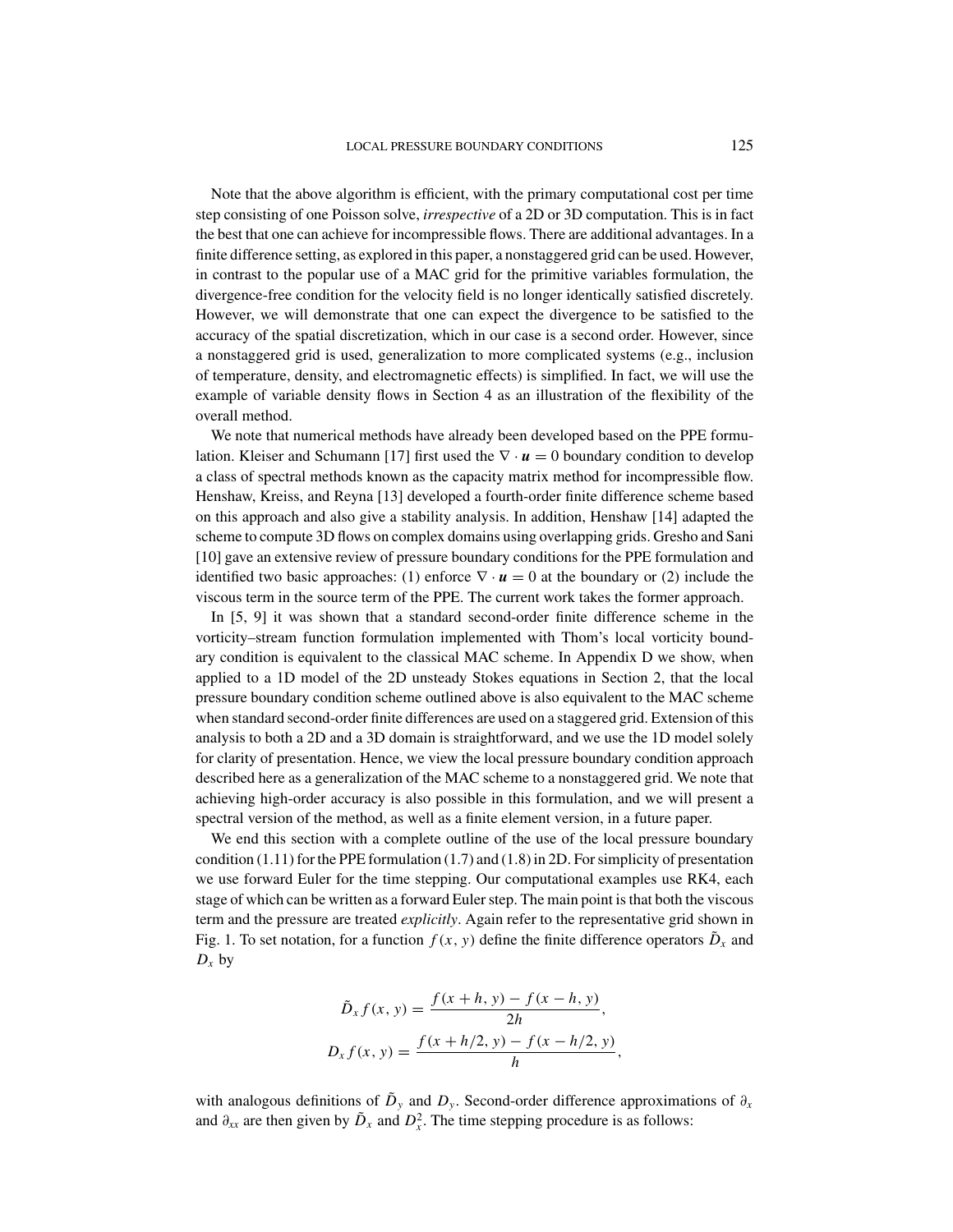Note that the above algorithm is efficient, with the primary computational cost per time step consisting of one Poisson solve, *irrespective* of a 2D or 3D computation. This is in fact the best that one can achieve for incompressible flows. There are additional advantages. In a finite difference setting, as explored in this paper, a nonstaggered grid can be used. However, in contrast to the popular use of a MAC grid for the primitive variables formulation, the divergence-free condition for the velocity field is no longer identically satisfied discretely. However, we will demonstrate that one can expect the divergence to be satisfied to the accuracy of the spatial discretization, which in our case is a second order. However, since a nonstaggered grid is used, generalization to more complicated systems (e.g., inclusion of temperature, density, and electromagnetic effects) is simplified. In fact, we will use the example of variable density flows in Section 4 as an illustration of the flexibility of the overall method.

We note that numerical methods have already been developed based on the PPE formulation. Kleiser and Schumann [17] first used the $\nabla \cdot \boldsymbol{u} = 0$ boundary condition to develop a class of spectral methods known as the capacity matrix method for incompressible flow. Henshaw, Kreiss, and Reyna [13] developed a fourth-order finite difference scheme based on this approach and also give a stability analysis. In addition, Henshaw [14] adapted the scheme to compute 3D flows on complex domains using overlapping grids. Gresho and Sani [10] gave an extensive review of pressure boundary conditions for the PPE formulation and identified two basic approaches: (1) enforce $\nabla \cdot \boldsymbol{u} = 0$ at the boundary or (2) include the viscous term in the source term of the PPE. The current work takes the former approach.

In [5, 9] it was shown that a standard second-order finite difference scheme in the vorticity–stream function formulation implemented with Thom's local vorticity boundary condition is equivalent to the classical MAC scheme. In Appendix D we show, when applied to a 1D model of the 2D unsteady Stokes equations in Section 2, that the local pressure boundary condition scheme outlined above is also equivalent to the MAC scheme when standard second-order finite differences are used on a staggered grid. Extension of this analysis to both a 2D and a 3D domain is straightforward, and we use the 1D model solely for clarity of presentation. Hence, we view the local pressure boundary condition approach described here as a generalization of the MAC scheme to a nonstaggered grid. We note that achieving high-order accuracy is also possible in this formulation, and we will present a spectral version of the method, as well as a finite element version, in a future paper.

We end this section with a complete outline of the use of the local pressure boundary condition (1.11) for the PPE formulation (1.7) and (1.8) in 2D. For simplicity of presentation we use forward Euler for the time stepping. Our computational examples use RK4, each stage of which can be written as a forward Euler step. The main point is that both the viscous term and the pressure are treated *explicitly*. Again refer to the representative grid shown in Fig. 1. To set notation, for a function $f(x, y)$ define the finite difference operators $\tilde{D}_x$ and $D_x$ by

$$\tilde{D}_x f(x, y) = \frac{f(x+h, y) - f(x-h, y)}{2h},$$

$$D_x f(x, y) = \frac{f(x+h/2, y) - f(x-h/2, y)}{h},$$

with analogous definitions of $\tilde{D}_y$ and $D_y$. Second-order difference approximations of $\partial_x$ and $\partial_{xx}$ are then given by $\tilde{D}_x$ and $D_x^2$. The time stepping procedure is as follows: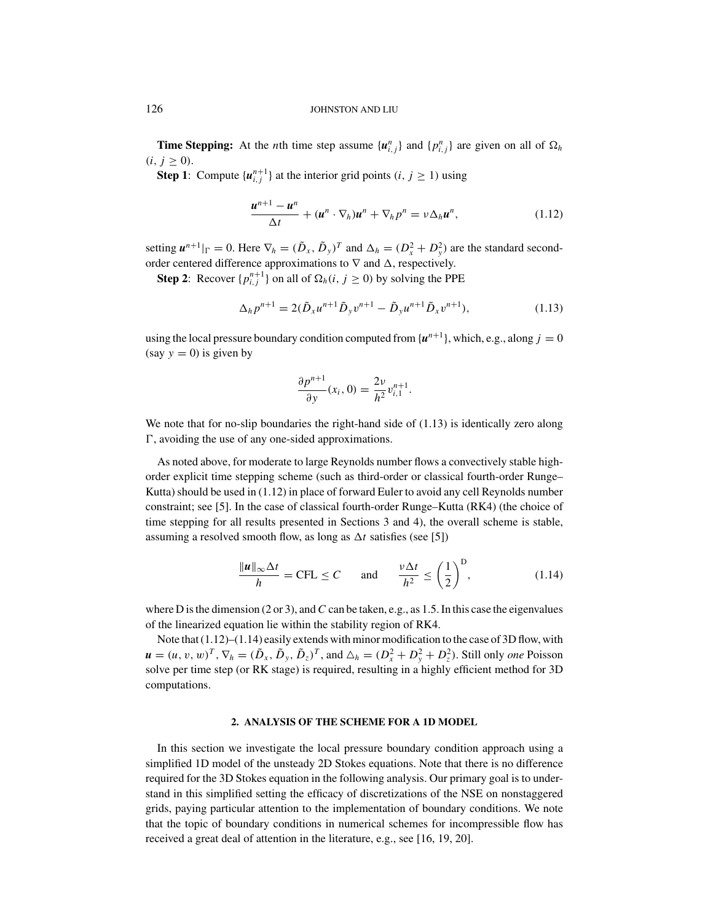**Time Stepping:** At the $n$th time step assume $\{\boldsymbol{u}^n_{i,j}\}$ and $\{p^n_{i,j}\}$ are given on all of $\Omega_h$ $(i, j \geq 0)$.

**Step 1**: Compute $\{\boldsymbol{u}^{n+1}_{i,j}\}$ at the interior grid points $(i, j \geq 1)$ using

$$\frac{\boldsymbol{u}^{n+1} - \boldsymbol{u}^n}{\Delta t} + (\boldsymbol{u}^n \cdot \nabla_h)\boldsymbol{u}^n + \nabla_h p^n = \nu \Delta_h \boldsymbol{u}^n, \tag{1.12}$$

setting $\boldsymbol{u}^{n+1}|_\Gamma = 0$. Here $\nabla_h = (\tilde{D}_x, \tilde{D}_y)^T$ and $\Delta_h = (D_x^2 + D_y^2)$ are the standard second-order centered difference approximations to $\nabla$ and $\Delta$, respectively.

**Step 2**: Recover $\{p^{n+1}_{i,j}\}$ on all of $\Omega_h(i, j \geq 0)$ by solving the PPE

$$\Delta_h p^{n+1} = 2(\tilde{D}_x u^{n+1} \tilde{D}_y v^{n+1} - \tilde{D}_y u^{n+1} \tilde{D}_x v^{n+1}), \tag{1.13}$$

using the local pressure boundary condition computed from $\{\boldsymbol{u}^{n+1}\}$, which, e.g., along $j = 0$ (say $y = 0$) is given by

$$\frac{\partial p^{n+1}}{\partial y}(x_i, 0) = \frac{2\nu}{h^2} v^{n+1}_{i,1}.$$

We note that for no-slip boundaries the right-hand side of (1.13) is identically zero along $\Gamma$, avoiding the use of any one-sided approximations.

As noted above, for moderate to large Reynolds number flows a convectively stable high-order explicit time stepping scheme (such as third-order or classical fourth-order Runge–Kutta) should be used in (1.12) in place of forward Euler to avoid any cell Reynolds number constraint; see [5]. In the case of classical fourth-order Runge–Kutta (RK4) (the choice of time stepping for all results presented in Sections 3 and 4), the overall scheme is stable, assuming a resolved smooth flow, as long as $\Delta t$ satisfies (see [5])

$$\frac{\|\boldsymbol{u}\|_\infty \Delta t}{h} = \text{CFL} \leq C \qquad \text{and} \qquad \frac{\nu \Delta t}{h^2} \leq \left(\frac{1}{2}\right)^{\text{D}}, \tag{1.14}$$

where D is the dimension (2 or 3), and $C$ can be taken, e.g., as 1.5. In this case the eigenvalues of the linearized equation lie within the stability region of RK4.

Note that (1.12)–(1.14) easily extends with minor modification to the case of 3D flow, with $\boldsymbol{u} = (u, v, w)^T$, $\nabla_h = (\tilde{D}_x, \tilde{D}_y, \tilde{D}_z)^T$, and $\triangle_h = (D_x^2 + D_y^2 + D_z^2)$. Still only *one* Poisson solve per time step (or RK stage) is required, resulting in a highly efficient method for 3D computations.

## 2. ANALYSIS OF THE SCHEME FOR A 1D MODEL

In this section we investigate the local pressure boundary condition approach using a simplified 1D model of the unsteady 2D Stokes equations. Note that there is no difference required for the 3D Stokes equation in the following analysis. Our primary goal is to understand in this simplified setting the efficacy of discretizations of the NSE on nonstaggered grids, paying particular attention to the implementation of boundary conditions. We note that the topic of boundary conditions in numerical schemes for incompressible flow has received a great deal of attention in the literature, e.g., see [16, 19, 20].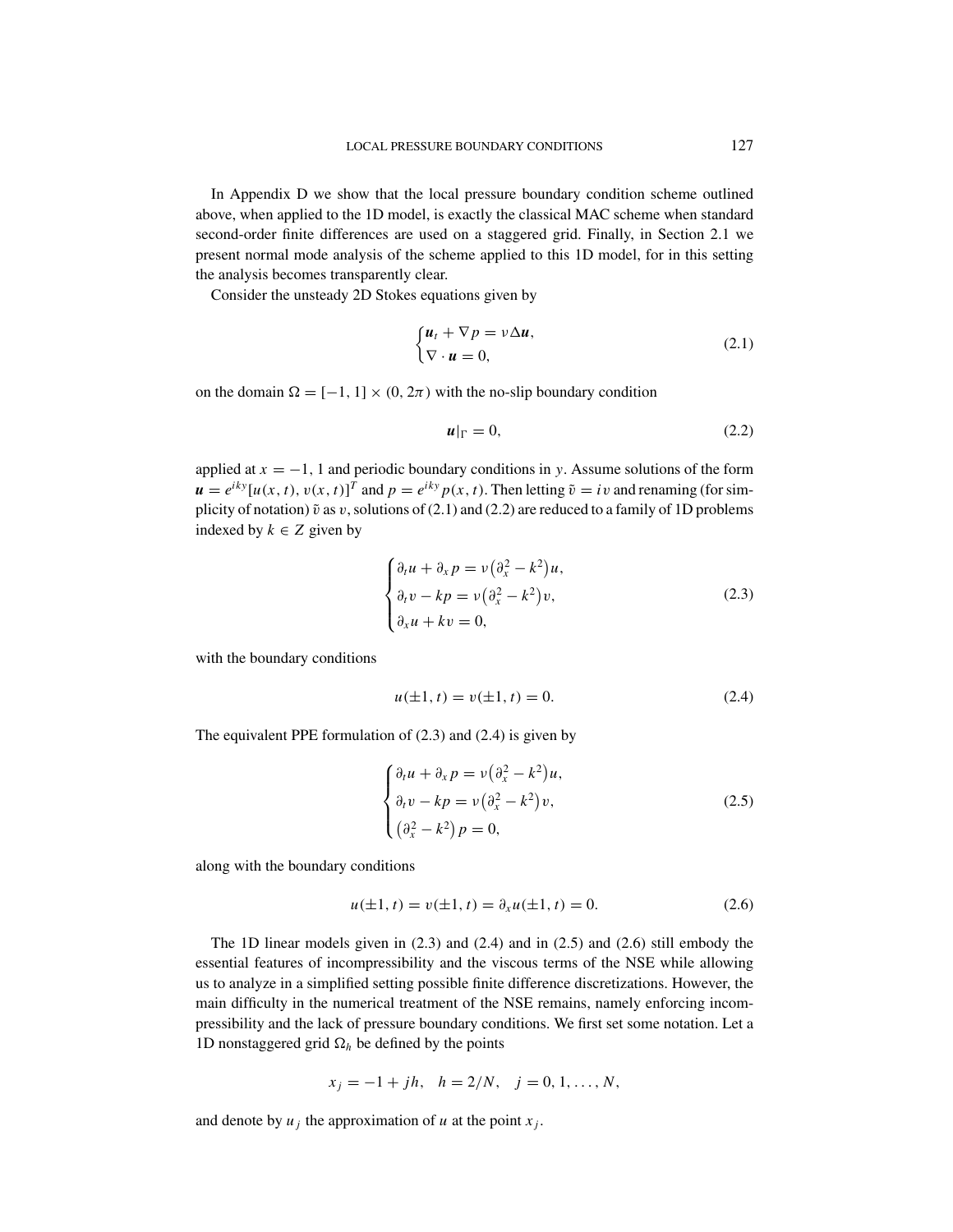In Appendix D we show that the local pressure boundary condition scheme outlined above, when applied to the 1D model, is exactly the classical MAC scheme when standard second-order finite differences are used on a staggered grid. Finally, in Section 2.1 we present normal mode analysis of the scheme applied to this 1D model, for in this setting the analysis becomes transparently clear.

Consider the unsteady 2D Stokes equations given by

$$
\begin{cases} \boldsymbol{u}_t + \nabla p = \nu \Delta \boldsymbol{u}, \\ \nabla \cdot \boldsymbol{u} = 0, \end{cases} \tag{2.1}
$$

on the domain $\Omega = [-1, 1] \times (0, 2\pi)$ with the no-slip boundary condition

$$
\boldsymbol{u}|_{\Gamma} = 0, \tag{2.2}
$$

applied at $x = -1, 1$ and periodic boundary conditions in $y$. Assume solutions of the form $\boldsymbol{u} = e^{iky}[u(x,t), v(x,t)]^T$ and $p = e^{iky} p(x,t)$. Then letting $\tilde{v} = iv$ and renaming (for simplicity of notation) $\tilde{v}$ as $v$, solutions of (2.1) and (2.2) are reduced to a family of 1D problems indexed by $k \in Z$ given by

$$
\begin{cases} \partial_t u + \partial_x p = \nu \left(\partial_x^2 - k^2\right) u, \\ \partial_t v - kp = \nu \left(\partial_x^2 - k^2\right) v, \\ \partial_x u + kv = 0, \end{cases} \tag{2.3}
$$

with the boundary conditions

$$
u(\pm 1, t) = v(\pm 1, t) = 0. \tag{2.4}
$$

The equivalent PPE formulation of (2.3) and (2.4) is given by

$$
\begin{cases} \partial_t u + \partial_x p = \nu \left(\partial_x^2 - k^2\right) u, \\ \partial_t v - kp = \nu \left(\partial_x^2 - k^2\right) v, \\ \left(\partial_x^2 - k^2\right) p = 0, \end{cases} \tag{2.5}
$$

along with the boundary conditions

$$
u(\pm 1, t) = v(\pm 1, t) = \partial_x u(\pm 1, t) = 0. \tag{2.6}
$$

The 1D linear models given in (2.3) and (2.4) and in (2.5) and (2.6) still embody the essential features of incompressibility and the viscous terms of the NSE while allowing us to analyze in a simplified setting possible finite difference discretizations. However, the main difficulty in the numerical treatment of the NSE remains, namely enforcing incompressibility and the lack of pressure boundary conditions. We first set some notation. Let a 1D nonstaggered grid $\Omega_h$ be defined by the points

$$
x_j = -1 + jh, \quad h = 2/N, \quad j = 0, 1, \ldots, N,
$$

and denote by $u_j$ the approximation of $u$ at the point $x_j$.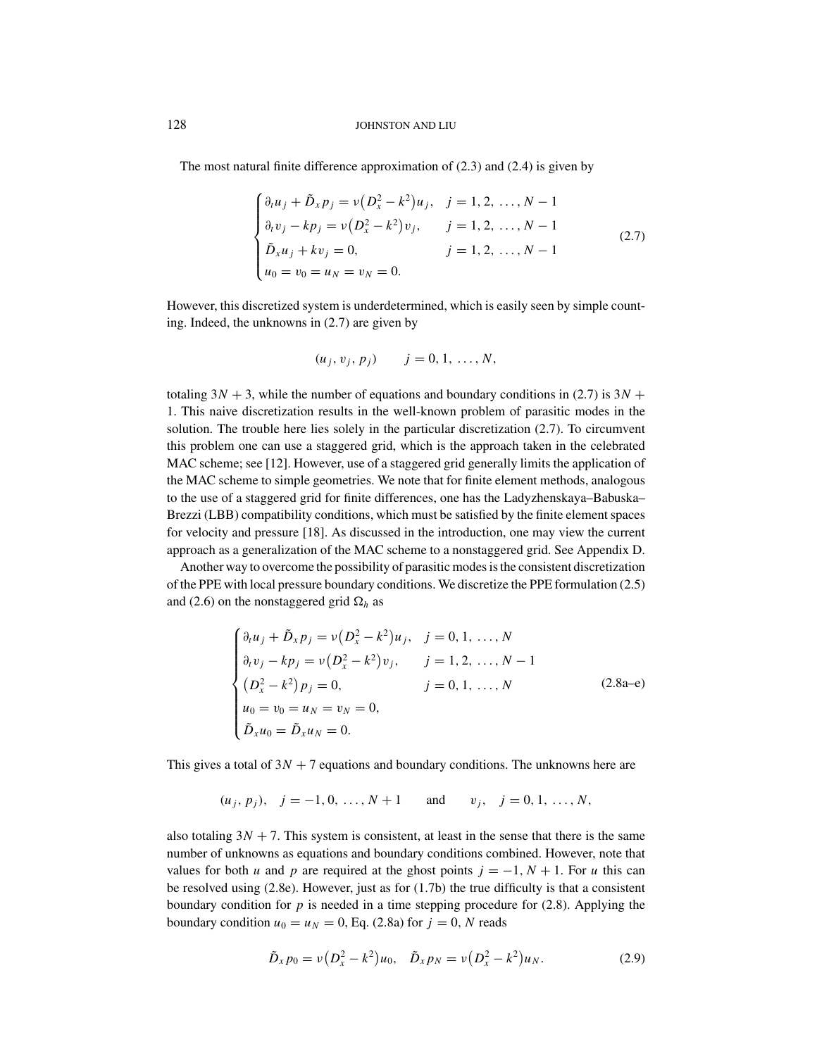The most natural finite difference approximation of (2.3) and (2.4) is given by

$$
\begin{cases}
\partial_t u_j + \tilde{D}_x p_j = \nu\left(D_x^2 - k^2\right)u_j, & j = 1, 2, \ldots, N-1 \\
\partial_t v_j - k p_j = \nu\left(D_x^2 - k^2\right)v_j, & j = 1, 2, \ldots, N-1 \\
\tilde{D}_x u_j + k v_j = 0, & j = 1, 2, \ldots, N-1 \\
u_0 = v_0 = u_N = v_N = 0.
\end{cases}
\tag{2.7}
$$

However, this discretized system is underdetermined, which is easily seen by simple counting. Indeed, the unknowns in (2.7) are given by

$$
(u_j, v_j, p_j) \qquad j = 0, 1, \ldots, N,
$$

totaling $3N+3$, while the number of equations and boundary conditions in (2.7) is $3N+1$. This naive discretization results in the well-known problem of parasitic modes in the solution. The trouble here lies solely in the particular discretization (2.7). To circumvent this problem one can use a staggered grid, which is the approach taken in the celebrated MAC scheme; see [12]. However, use of a staggered grid generally limits the application of the MAC scheme to simple geometries. We note that for finite element methods, analogous to the use of a staggered grid for finite differences, one has the Ladyzhenskaya–Babuska–Brezzi (LBB) compatibility conditions, which must be satisfied by the finite element spaces for velocity and pressure [18]. As discussed in the introduction, one may view the current approach as a generalization of the MAC scheme to a nonstaggered grid. See Appendix D.

Another way to overcome the possibility of parasitic modes is the consistent discretization of the PPE with local pressure boundary conditions. We discretize the PPE formulation (2.5) and (2.6) on the nonstaggered grid $\Omega_h$ as

$$
\begin{cases}
\partial_t u_j + \tilde{D}_x p_j = \nu\left(D_x^2 - k^2\right)u_j, & j = 0, 1, \ldots, N \\
\partial_t v_j - k p_j = \nu\left(D_x^2 - k^2\right)v_j, & j = 1, 2, \ldots, N-1 \\
\left(D_x^2 - k^2\right)p_j = 0, & j = 0, 1, \ldots, N \\
u_0 = v_0 = u_N = v_N = 0, \\
\tilde{D}_x u_0 = \tilde{D}_x u_N = 0.
\end{cases}
\tag{2.8a–e}
$$

This gives a total of $3N+7$ equations and boundary conditions. The unknowns here are

$$
(u_j, p_j), \quad j = -1, 0, \ldots, N+1 \qquad \text{and} \qquad v_j, \quad j = 0, 1, \ldots, N,
$$

also totaling $3N+7$. This system is consistent, at least in the sense that there is the same number of unknowns as equations and boundary conditions combined. However, note that values for both $u$ and $p$ are required at the ghost points $j = -1, N+1$. For $u$ this can be resolved using (2.8e). However, just as for (1.7b) the true difficulty is that a consistent boundary condition for $p$ is needed in a time stepping procedure for (2.8). Applying the boundary condition $u_0 = u_N = 0$, Eq. (2.8a) for $j = 0, N$ reads

$$
\tilde{D}_x p_0 = \nu\left(D_x^2 - k^2\right)u_0, \quad \tilde{D}_x p_N = \nu\left(D_x^2 - k^2\right)u_N.
\tag{2.9}
$$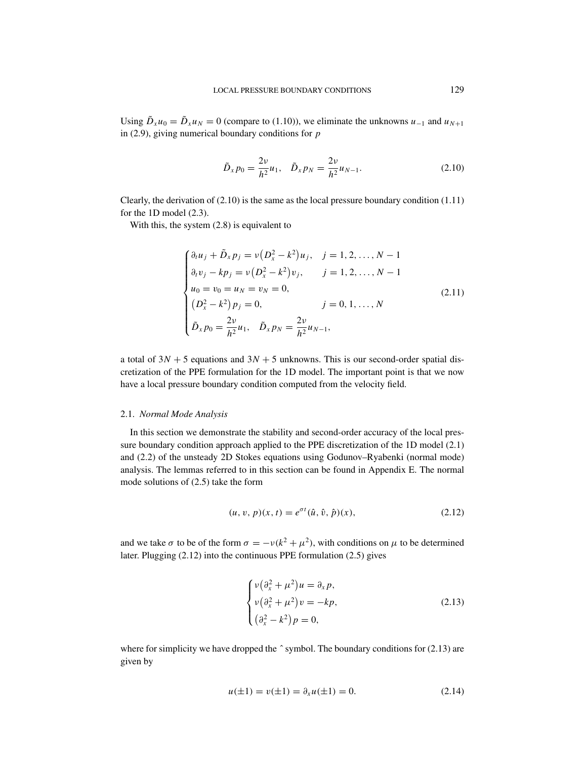Using $\tilde{D}_x u_0 = \tilde{D}_x u_N = 0$ (compare to (1.10)), we eliminate the unknowns $u_{-1}$ and $u_{N+1}$ in (2.9), giving numerical boundary conditions for $p$

$$\tilde{D}_x p_0 = \frac{2\nu}{h^2} u_1, \quad \tilde{D}_x p_N = \frac{2\nu}{h^2} u_{N-1}. \tag{2.10}$$

Clearly, the derivation of (2.10) is the same as the local pressure boundary condition (1.11) for the 1D model (2.3).

With this, the system (2.8) is equivalent to

$$\begin{cases} \partial_t u_j + \tilde{D}_x p_j = \nu\left(D_x^2 - k^2\right) u_j, & j = 1, 2, \ldots, N-1 \\ \partial_t v_j - k p_j = \nu\left(D_x^2 - k^2\right) v_j, & j = 1, 2, \ldots, N-1 \\ u_0 = v_0 = u_N = v_N = 0, & \\ \left(D_x^2 - k^2\right) p_j = 0, & j = 0, 1, \ldots, N \\ \tilde{D}_x p_0 = \dfrac{2\nu}{h^2} u_1, \quad \tilde{D}_x p_N = \dfrac{2\nu}{h^2} u_{N-1}, & \end{cases} \tag{2.11}$$

a total of $3N + 5$ equations and $3N + 5$ unknowns. This is our second-order spatial discretization of the PPE formulation for the 1D model. The important point is that we now have a local pressure boundary condition computed from the velocity field.

### 2.1. *Normal Mode Analysis*

In this section we demonstrate the stability and second-order accuracy of the local pressure boundary condition approach applied to the PPE discretization of the 1D model (2.1) and (2.2) of the unsteady 2D Stokes equations using Godunov–Ryabenki (normal mode) analysis. The lemmas referred to in this section can be found in Appendix E. The normal mode solutions of (2.5) take the form

$$(u, v, p)(x, t) = e^{\sigma t} (\hat{u}, \hat{v}, \hat{p})(x), \tag{2.12}$$

and we take $\sigma$ to be of the form $\sigma = -\nu(k^2 + \mu^2)$, with conditions on $\mu$ to be determined later. Plugging (2.12) into the continuous PPE formulation (2.5) gives

$$\begin{cases} \nu\left(\partial_x^2 + \mu^2\right) u = \partial_x p, \\ \nu\left(\partial_x^2 + \mu^2\right) v = -k p, \\ \left(\partial_x^2 - k^2\right) p = 0, \end{cases} \tag{2.13}$$

where for simplicity we have dropped the $\hat{}$ symbol. The boundary conditions for (2.13) are given by

$$u(\pm 1) = v(\pm 1) = \partial_x u(\pm 1) = 0. \tag{2.14}$$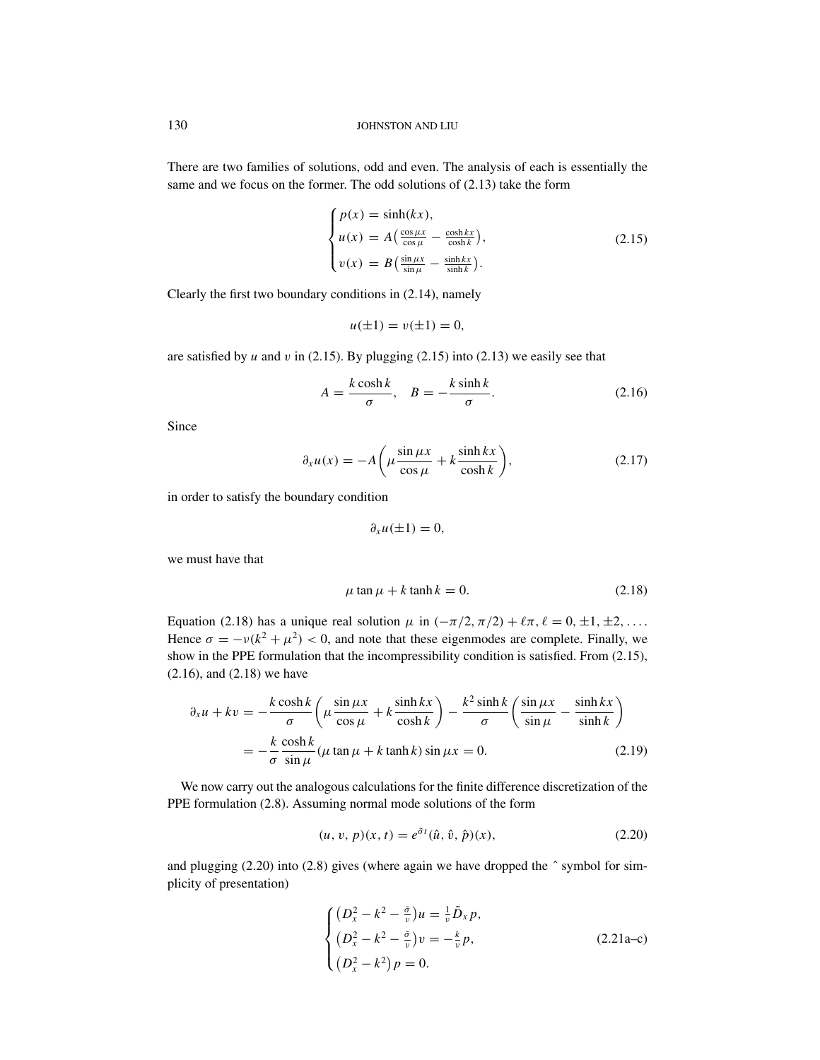There are two families of solutions, odd and even. The analysis of each is essentially the same and we focus on the former. The odd solutions of (2.13) take the form

$$
\begin{cases} p(x) = \sinh(kx), \\ u(x) = A\left(\frac{\cos \mu x}{\cos \mu} - \frac{\cosh kx}{\cosh k}\right), \\ v(x) = B\left(\frac{\sin \mu x}{\sin \mu} - \frac{\sinh kx}{\sinh k}\right). \end{cases} \tag{2.15}
$$

Clearly the first two boundary conditions in (2.14), namely

$$
u(\pm 1) = v(\pm 1) = 0,
$$

are satisfied by $u$ and $v$ in (2.15). By plugging (2.15) into (2.13) we easily see that

$$
A = \frac{k \cosh k}{\sigma}, \quad B = -\frac{k \sinh k}{\sigma}. \tag{2.16}
$$

Since

$$
\partial_x u(x) = -A\left(\mu \frac{\sin \mu x}{\cos \mu} + k \frac{\sinh kx}{\cosh k}\right), \tag{2.17}
$$

in order to satisfy the boundary condition

$$
\partial_x u(\pm 1) = 0,
$$

we must have that

$$
\mu \tan \mu + k \tanh k = 0. \tag{2.18}
$$

Equation (2.18) has a unique real solution $\mu$ in $(-\pi/2, \pi/2) + \ell\pi$, $\ell = 0, \pm 1, \pm 2, \ldots$. Hence $\sigma = -\nu(k^2 + \mu^2) < 0$, and note that these eigenmodes are complete. Finally, we show in the PPE formulation that the incompressibility condition is satisfied. From (2.15), (2.16), and (2.18) we have

$$
\begin{aligned}
\partial_x u + kv &= -\frac{k \cosh k}{\sigma}\left(\mu \frac{\sin \mu x}{\cos \mu} + k \frac{\sinh kx}{\cosh k}\right) - \frac{k^2 \sinh k}{\sigma}\left(\frac{\sin \mu x}{\sin \mu} - \frac{\sinh kx}{\sinh k}\right) \\
&= -\frac{k}{\sigma} \frac{\cosh k}{\sin \mu}(\mu \tan \mu + k \tanh k) \sin \mu x = 0.
\end{aligned} \tag{2.19}
$$

We now carry out the analogous calculations for the finite difference discretization of the PPE formulation (2.8). Assuming normal mode solutions of the form

$$
(u, v, p)(x, t) = e^{\tilde{\sigma} t}(\hat{u}, \hat{v}, \hat{p})(x), \tag{2.20}
$$

and plugging (2.20) into (2.8) gives (where again we have dropped the ˆ symbol for simplicity of presentation)

$$
\begin{cases} \left(D_x^2 - k^2 - \frac{\tilde{\sigma}}{\nu}\right) u = \frac{1}{\nu} \tilde{D}_x p, \\ \left(D_x^2 - k^2 - \frac{\tilde{\sigma}}{\nu}\right) v = -\frac{k}{\nu} p, \\ \left(D_x^2 - k^2\right) p = 0. \end{cases} \tag{2.21a–c}
$$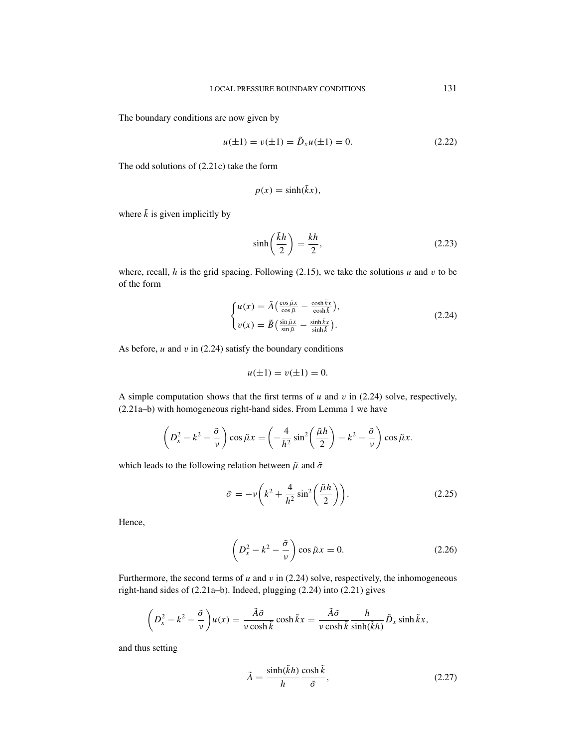The boundary conditions are now given by

$$u(\pm 1) = v(\pm 1) = \tilde{D}_x u(\pm 1) = 0. \tag{2.22}$$

The odd solutions of (2.21c) take the form

$$p(x) = \sinh(\tilde{k}x),$$

where $\tilde{k}$ is given implicitly by

$$\sinh\left(\frac{\tilde{k}h}{2}\right) = \frac{kh}{2}, \tag{2.23}$$

where, recall, $h$ is the grid spacing. Following (2.15), we take the solutions $u$ and $v$ to be of the form

$$\begin{cases} u(x) = \tilde{A}\left(\frac{\cos\tilde{\mu}x}{\cos\tilde{\mu}} - \frac{\cosh\tilde{k}x}{\cosh\tilde{k}}\right), \\ v(x) = \tilde{B}\left(\frac{\sin\tilde{\mu}x}{\sin\tilde{\mu}} - \frac{\sinh\tilde{k}x}{\sinh\tilde{k}}\right). \end{cases} \tag{2.24}$$

As before, $u$ and $v$ in (2.24) satisfy the boundary conditions

$$u(\pm 1) = v(\pm 1) = 0.$$

A simple computation shows that the first terms of $u$ and $v$ in (2.24) solve, respectively, (2.21a–b) with homogeneous right-hand sides. From Lemma 1 we have

$$\left(D_x^2 - k^2 - \frac{\tilde{\sigma}}{\nu}\right)\cos\tilde{\mu}x = \left(-\frac{4}{h^2}\sin^2\left(\frac{\tilde{\mu}h}{2}\right) - k^2 - \frac{\tilde{\sigma}}{\nu}\right)\cos\tilde{\mu}x.$$

which leads to the following relation between $\tilde{\mu}$ and $\tilde{\sigma}$

$$\tilde{\sigma} = -\nu\left(k^2 + \frac{4}{h^2}\sin^2\left(\frac{\tilde{\mu}h}{2}\right)\right). \tag{2.25}$$

Hence,

$$\left(D_x^2 - k^2 - \frac{\tilde{\sigma}}{\nu}\right)\cos\tilde{\mu}x = 0. \tag{2.26}$$

Furthermore, the second terms of $u$ and $v$ in (2.24) solve, respectively, the inhomogeneous right-hand sides of (2.21a–b). Indeed, plugging (2.24) into (2.21) gives

$$\left(D_x^2 - k^2 - \frac{\tilde{\sigma}}{\nu}\right)u(x) = \frac{\tilde{A}\tilde{\sigma}}{\nu\cosh\tilde{k}}\cosh\tilde{k}x = \frac{\tilde{A}\tilde{\sigma}}{\nu\cosh\tilde{k}}\frac{h}{\sinh(\tilde{k}h)}\tilde{D}_x\sinh\tilde{k}x,$$

and thus setting

$$\tilde{A} = \frac{\sinh(\tilde{k}h)}{h}\frac{\cosh\tilde{k}}{\tilde{\sigma}}, \tag{2.27}$$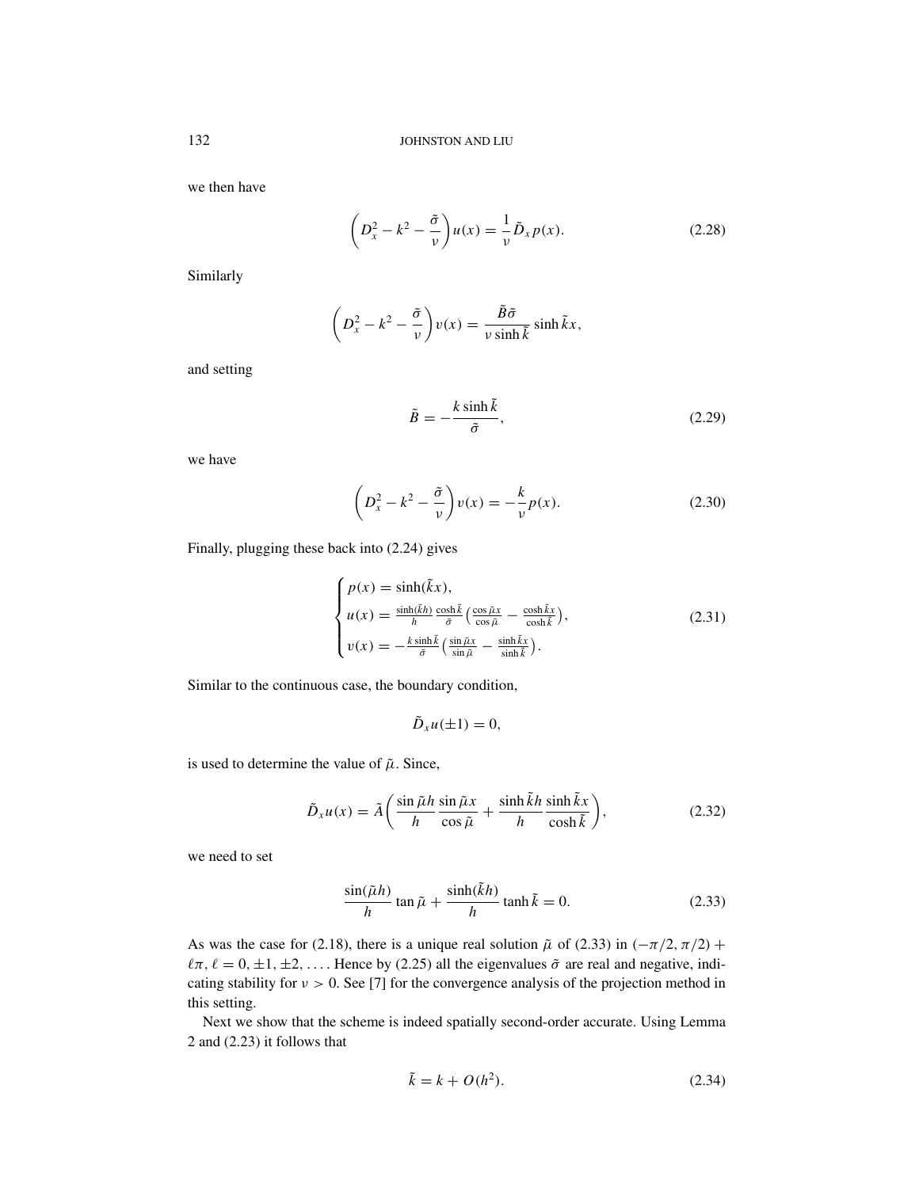we then have

$$\left(D_x^2 - k^2 - \frac{\tilde{\sigma}}{\nu}\right) u(x) = \frac{1}{\nu} \tilde{D}_x p(x). \tag{2.28}$$

Similarly

$$\left(D_x^2 - k^2 - \frac{\tilde{\sigma}}{\nu}\right) v(x) = \frac{\tilde{B}\tilde{\sigma}}{\nu \sinh \tilde{k}} \sinh \tilde{k}x,$$

and setting

$$\tilde{B} = -\frac{k \sinh \tilde{k}}{\tilde{\sigma}}, \tag{2.29}$$

we have

$$\left(D_x^2 - k^2 - \frac{\tilde{\sigma}}{\nu}\right) v(x) = -\frac{k}{\nu} p(x). \tag{2.30}$$

Finally, plugging these back into (2.24) gives

$$\begin{cases} p(x) = \sinh(\tilde{k}x), \\ u(x) = \frac{\sinh(\tilde{k}h)}{h} \frac{\cosh \tilde{k}}{\tilde{\sigma}} \left( \frac{\cos \tilde{\mu}x}{\cos \tilde{\mu}} - \frac{\cosh \tilde{k}x}{\cosh \tilde{k}} \right), \\ v(x) = -\frac{k \sinh \tilde{k}}{\tilde{\sigma}} \left( \frac{\sin \tilde{\mu}x}{\sin \tilde{\mu}} - \frac{\sinh \tilde{k}x}{\sinh \tilde{k}} \right). \end{cases} \tag{2.31}$$

Similar to the continuous case, the boundary condition,

$$\tilde{D}_x u(\pm 1) = 0,$$

is used to determine the value of $\tilde{\mu}$. Since,

$$\tilde{D}_x u(x) = \tilde{A} \left( \frac{\sin \tilde{\mu}h}{h} \frac{\sin \tilde{\mu}x}{\cos \tilde{\mu}} + \frac{\sinh \tilde{k}h}{h} \frac{\sinh \tilde{k}x}{\cosh \tilde{k}} \right), \tag{2.32}$$

we need to set

$$\frac{\sin(\tilde{\mu}h)}{h} \tan \tilde{\mu} + \frac{\sinh(\tilde{k}h)}{h} \tanh \tilde{k} = 0. \tag{2.33}$$

As was the case for (2.18), there is a unique real solution $\tilde{\mu}$ of (2.33) in $(-\pi/2, \pi/2) + \ell\pi$, $\ell = 0, \pm 1, \pm 2, \ldots$. Hence by (2.25) all the eigenvalues $\tilde{\sigma}$ are real and negative, indicating stability for $\nu > 0$. See [7] for the convergence analysis of the projection method in this setting.

Next we show that the scheme is indeed spatially second-order accurate. Using Lemma 2 and (2.23) it follows that

$$\tilde{k} = k + O(h^2). \tag{2.34}$$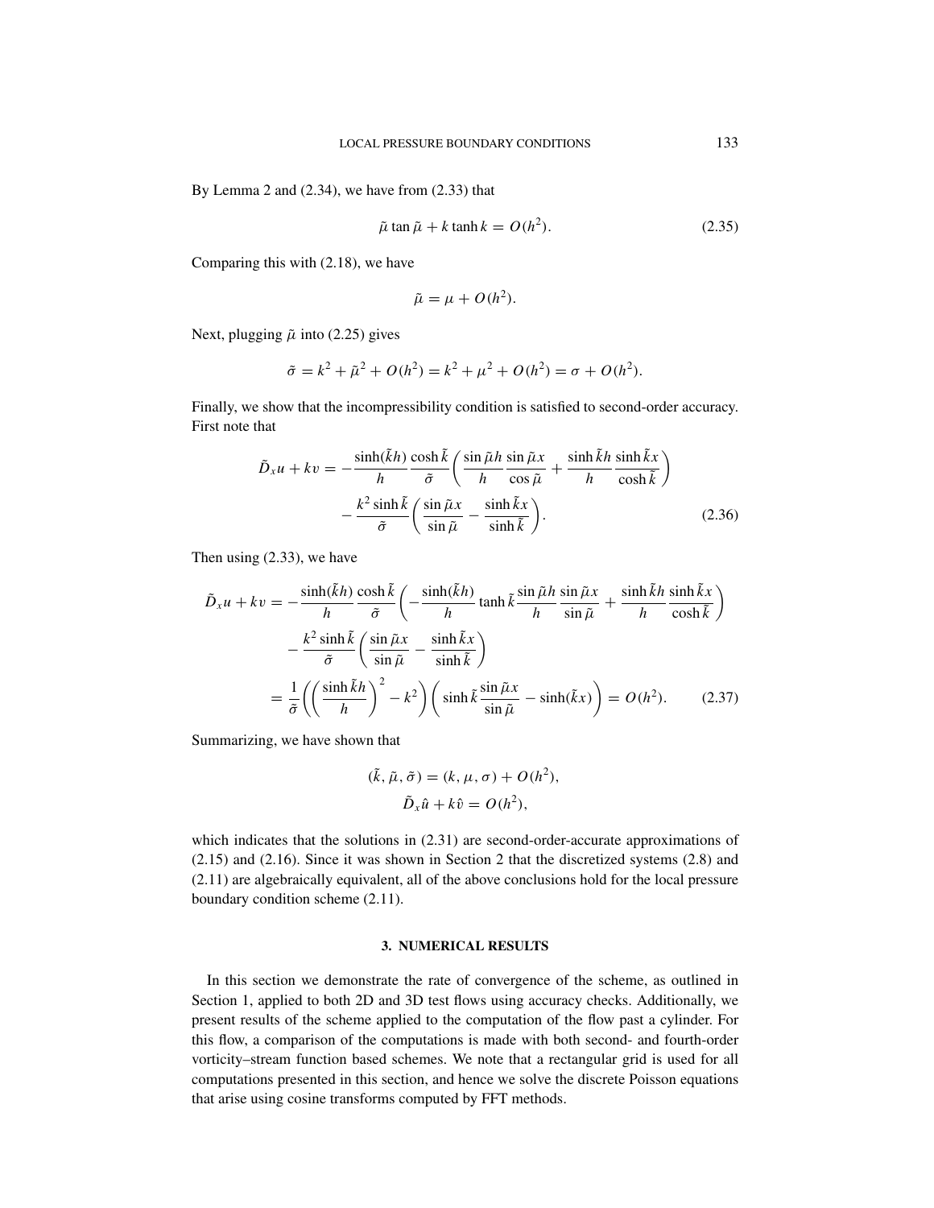By Lemma 2 and (2.34), we have from (2.33) that

$$\tilde{\mu} \tan \tilde{\mu} + k \tanh k = O(h^2). \tag{2.35}$$

Comparing this with (2.18), we have

$$\tilde{\mu} = \mu + O(h^2).$$

Next, plugging $\tilde{\mu}$ into (2.25) gives

$$\tilde{\sigma} = k^2 + \tilde{\mu}^2 + O(h^2) = k^2 + \mu^2 + O(h^2) = \sigma + O(h^2).$$

Finally, we show that the incompressibility condition is satisfied to second-order accuracy. First note that

$$\begin{aligned}\tilde{D}_x u + kv = &-\frac{\sinh(\tilde{k}h)}{h}\frac{\cosh \tilde{k}}{\tilde{\sigma}}\left(\frac{\sin \tilde{\mu}h}{h}\frac{\sin \tilde{\mu}x}{\cos \tilde{\mu}} + \frac{\sinh \tilde{k}h}{h}\frac{\sinh \tilde{k}x}{\cosh \tilde{k}}\right)\\ &- \frac{k^2 \sinh \tilde{k}}{\tilde{\sigma}}\left(\frac{\sin \tilde{\mu}x}{\sin \tilde{\mu}} - \frac{\sinh \tilde{k}x}{\sinh \tilde{k}}\right).\end{aligned} \tag{2.36}$$

Then using (2.33), we have

$$\begin{aligned}\tilde{D}_x u + kv &= -\frac{\sinh(\tilde{k}h)}{h}\frac{\cosh \tilde{k}}{\tilde{\sigma}}\left(-\frac{\sinh(\tilde{k}h)}{h}\tanh \tilde{k}\frac{\sin \tilde{\mu}h}{h}\frac{\sin \tilde{\mu}x}{\sin \tilde{\mu}} + \frac{\sinh \tilde{k}h}{h}\frac{\sinh \tilde{k}x}{\cosh \tilde{k}}\right)\\ &\quad - \frac{k^2 \sinh \tilde{k}}{\tilde{\sigma}}\left(\frac{\sin \tilde{\mu}x}{\sin \tilde{\mu}} - \frac{\sinh \tilde{k}x}{\sinh \tilde{k}}\right)\\ &= \frac{1}{\tilde{\sigma}}\left(\left(\frac{\sinh \tilde{k}h}{h}\right)^2 - k^2\right)\left(\sinh \tilde{k}\frac{\sin \tilde{\mu}x}{\sin \tilde{\mu}} - \sinh(\tilde{k}x)\right) = O(h^2).\end{aligned} \tag{2.37}$$

Summarizing, we have shown that

$$(\tilde{k}, \tilde{\mu}, \tilde{\sigma}) = (k, \mu, \sigma) + O(h^2),$$
$$\tilde{D}_x \hat{u} + k\hat{v} = O(h^2),$$

which indicates that the solutions in (2.31) are second-order-accurate approximations of (2.15) and (2.16). Since it was shown in Section 2 that the discretized systems (2.8) and (2.11) are algebraically equivalent, all of the above conclusions hold for the local pressure boundary condition scheme (2.11).

## 3. NUMERICAL RESULTS

In this section we demonstrate the rate of convergence of the scheme, as outlined in Section 1, applied to both 2D and 3D test flows using accuracy checks. Additionally, we present results of the scheme applied to the computation of the flow past a cylinder. For this flow, a comparison of the computations is made with both second- and fourth-order vorticity–stream function based schemes. We note that a rectangular grid is used for all computations presented in this section, and hence we solve the discrete Poisson equations that arise using cosine transforms computed by FFT methods.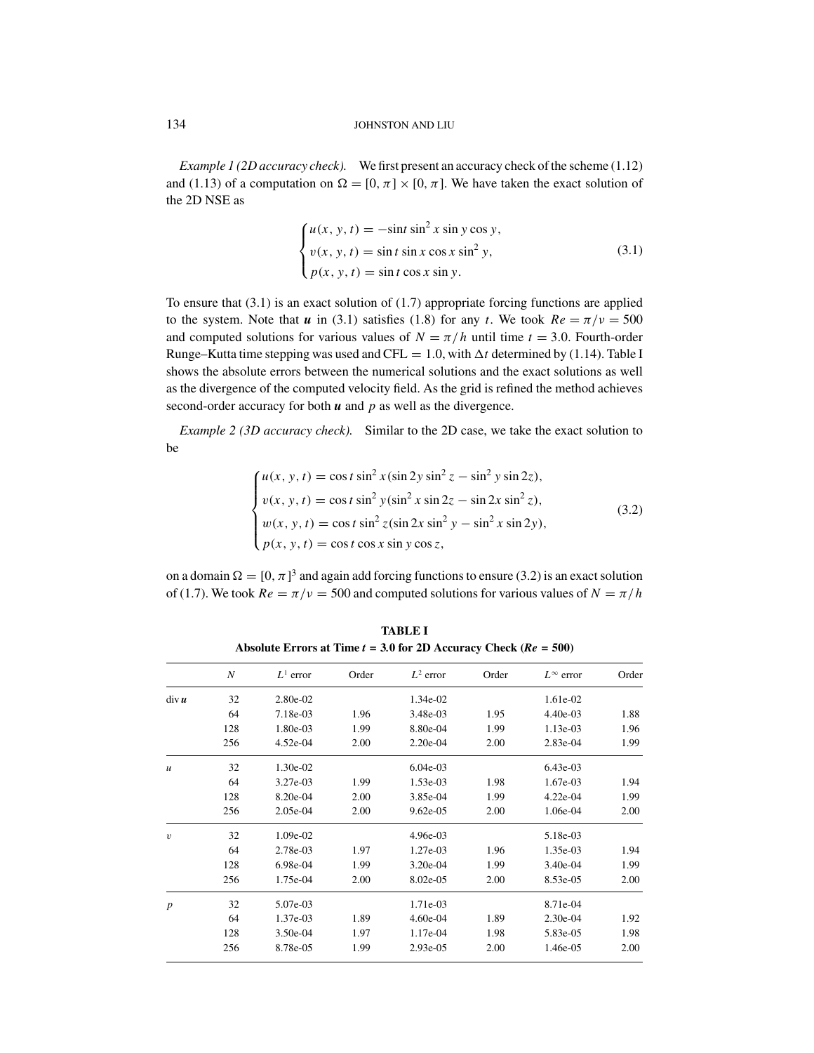*Example 1 (2D accuracy check).* We first present an accuracy check of the scheme (1.12) and (1.13) of a computation on $\Omega = [0, \pi] \times [0, \pi]$. We have taken the exact solution of the 2D NSE as

$$
\begin{cases}
u(x, y, t) = -\sin t \sin^2 x \sin y \cos y, \\
v(x, y, t) = \sin t \sin x \cos x \sin^2 y, \\
p(x, y, t) = \sin t \cos x \sin y.
\end{cases}
\tag{3.1}
$$

To ensure that (3.1) is an exact solution of (1.7) appropriate forcing functions are applied to the system. Note that $\boldsymbol{u}$ in (3.1) satisfies (1.8) for any $t$. We took $Re = \pi/\nu = 500$ and computed solutions for various values of $N = \pi/h$ until time $t = 3.0$. Fourth-order Runge–Kutta time stepping was used and CFL = 1.0, with $\Delta t$ determined by (1.14). Table I shows the absolute errors between the numerical solutions and the exact solutions as well as the divergence of the computed velocity field. As the grid is refined the method achieves second-order accuracy for both $\boldsymbol{u}$ and $p$ as well as the divergence.

*Example 2 (3D accuracy check).* Similar to the 2D case, we take the exact solution to be

$$
\begin{cases}
u(x, y, t) = \cos t \sin^2 x (\sin 2y \sin^2 z - \sin^2 y \sin 2z), \\
v(x, y, t) = \cos t \sin^2 y (\sin^2 x \sin 2z - \sin 2x \sin^2 z), \\
w(x, y, t) = \cos t \sin^2 z (\sin 2x \sin^2 y - \sin^2 x \sin 2y), \\
p(x, y, t) = \cos t \cos x \sin y \cos z,
\end{cases}
\tag{3.2}
$$

on a domain $\Omega = [0, \pi]^3$ and again add forcing functions to ensure (3.2) is an exact solution of (1.7). We took $Re = \pi/\nu = 500$ and computed solutions for various values of $N = \pi/h$

**TABLE I**
**Absolute Errors at Time $t$ = 3.0 for 2D Accuracy Check ($Re$ = 500)**

| | $N$ | $L^1$ error | Order | $L^2$ error | Order | $L^\infty$ error | Order |
|---|---|---|---|---|---|---|---|
| div $\boldsymbol{u}$ | 32 | 2.80e-02 | | 1.34e-02 | | 1.61e-02 | |
| | 64 | 7.18e-03 | 1.96 | 3.48e-03 | 1.95 | 4.40e-03 | 1.88 |
| | 128 | 1.80e-03 | 1.99 | 8.80e-04 | 1.99 | 1.13e-03 | 1.96 |
| | 256 | 4.52e-04 | 2.00 | 2.20e-04 | 2.00 | 2.83e-04 | 1.99 |
| $u$ | 32 | 1.30e-02 | | 6.04e-03 | | 6.43e-03 | |
| | 64 | 3.27e-03 | 1.99 | 1.53e-03 | 1.98 | 1.67e-03 | 1.94 |
| | 128 | 8.20e-04 | 2.00 | 3.85e-04 | 1.99 | 4.22e-04 | 1.99 |
| | 256 | 2.05e-04 | 2.00 | 9.62e-05 | 2.00 | 1.06e-04 | 2.00 |
| $v$ | 32 | 1.09e-02 | | 4.96e-03 | | 5.18e-03 | |
| | 64 | 2.78e-03 | 1.97 | 1.27e-03 | 1.96 | 1.35e-03 | 1.94 |
| | 128 | 6.98e-04 | 1.99 | 3.20e-04 | 1.99 | 3.40e-04 | 1.99 |
| | 256 | 1.75e-04 | 2.00 | 8.02e-05 | 2.00 | 8.53e-05 | 2.00 |
| $p$ | 32 | 5.07e-03 | | 1.71e-03 | | 8.71e-04 | |
| | 64 | 1.37e-03 | 1.89 | 4.60e-04 | 1.89 | 2.30e-04 | 1.92 |
| | 128 | 3.50e-04 | 1.97 | 1.17e-04 | 1.98 | 5.83e-05 | 1.98 |
| | 256 | 8.78e-05 | 1.99 | 2.93e-05 | 2.00 | 1.46e-05 | 2.00 |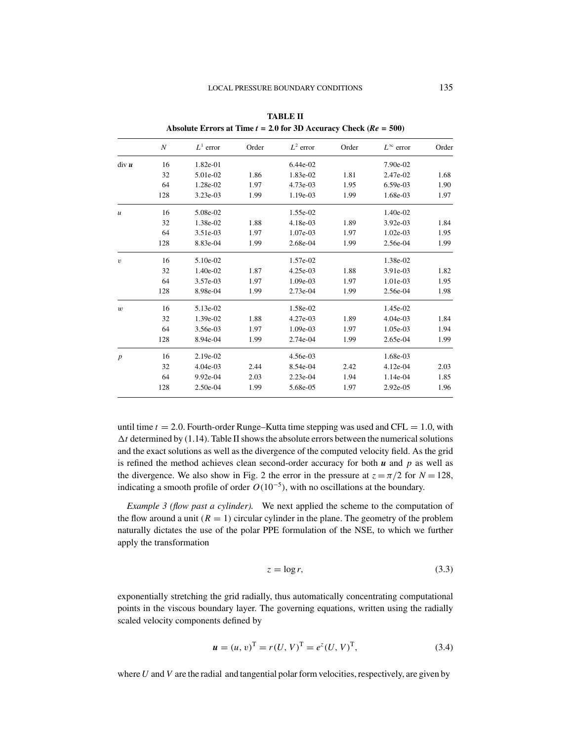**TABLE II**
**Absolute Errors at Time $t$ = 2.0 for 3D Accuracy Check ($Re$ = 500)**

| | $N$ | $L^1$ error | Order | $L^2$ error | Order | $L^\infty$ error | Order |
|---|---|---|---|---|---|---|---|
| div $\boldsymbol{u}$ | 16 | 1.82e-01 | | 6.44e-02 | | 7.90e-02 | |
| | 32 | 5.01e-02 | 1.86 | 1.83e-02 | 1.81 | 2.47e-02 | 1.68 |
| | 64 | 1.28e-02 | 1.97 | 4.73e-03 | 1.95 | 6.59e-03 | 1.90 |
| | 128 | 3.23e-03 | 1.99 | 1.19e-03 | 1.99 | 1.68e-03 | 1.97 |
| $u$ | 16 | 5.08e-02 | | 1.55e-02 | | 1.40e-02 | |
| | 32 | 1.38e-02 | 1.88 | 4.18e-03 | 1.89 | 3.92e-03 | 1.84 |
| | 64 | 3.51e-03 | 1.97 | 1.07e-03 | 1.97 | 1.02e-03 | 1.95 |
| | 128 | 8.83e-04 | 1.99 | 2.68e-04 | 1.99 | 2.56e-04 | 1.99 |
| $v$ | 16 | 5.10e-02 | | 1.57e-02 | | 1.38e-02 | |
| | 32 | 1.40e-02 | 1.87 | 4.25e-03 | 1.88 | 3.91e-03 | 1.82 |
| | 64 | 3.57e-03 | 1.97 | 1.09e-03 | 1.97 | 1.01e-03 | 1.95 |
| | 128 | 8.98e-04 | 1.99 | 2.73e-04 | 1.99 | 2.56e-04 | 1.98 |
| $w$ | 16 | 5.13e-02 | | 1.58e-02 | | 1.45e-02 | |
| | 32 | 1.39e-02 | 1.88 | 4.27e-03 | 1.89 | 4.04e-03 | 1.84 |
| | 64 | 3.56e-03 | 1.97 | 1.09e-03 | 1.97 | 1.05e-03 | 1.94 |
| | 128 | 8.94e-04 | 1.99 | 2.74e-04 | 1.99 | 2.65e-04 | 1.99 |
| $p$ | 16 | 2.19e-02 | | 4.56e-03 | | 1.68e-03 | |
| | 32 | 4.04e-03 | 2.44 | 8.54e-04 | 2.42 | 4.12e-04 | 2.03 |
| | 64 | 9.92e-04 | 2.03 | 2.23e-04 | 1.94 | 1.14e-04 | 1.85 |
| | 128 | 2.50e-04 | 1.99 | 5.68e-05 | 1.97 | 2.92e-05 | 1.96 |

until time $t = 2.0$. Fourth-order Runge–Kutta time stepping was used and CFL $= 1.0$, with $\Delta t$ determined by (1.14). Table II shows the absolute errors between the numerical solutions and the exact solutions as well as the divergence of the computed velocity field. As the grid is refined the method achieves clean second-order accuracy for both $\boldsymbol{u}$ and $p$ as well as the divergence. We also show in Fig. 2 the error in the pressure at $z = \pi/2$ for $N = 128$, indicating a smooth profile of order $O(10^{-5})$, with no oscillations at the boundary.

*Example 3 (flow past a cylinder).* We next applied the scheme to the computation of the flow around a unit ($R = 1$) circular cylinder in the plane. The geometry of the problem naturally dictates the use of the polar PPE formulation of the NSE, to which we further apply the transformation

$$z = \log r, \tag{3.3}$$

exponentially stretching the grid radially, thus automatically concentrating computational points in the viscous boundary layer. The governing equations, written using the radially scaled velocity components defined by

$$\boldsymbol{u} = (u, v)^{\mathrm{T}} = r(U, V)^{\mathrm{T}} = e^{z}(U, V)^{\mathrm{T}}, \tag{3.4}$$

where $U$ and $V$ are the radial and tangential polar form velocities, respectively, are given by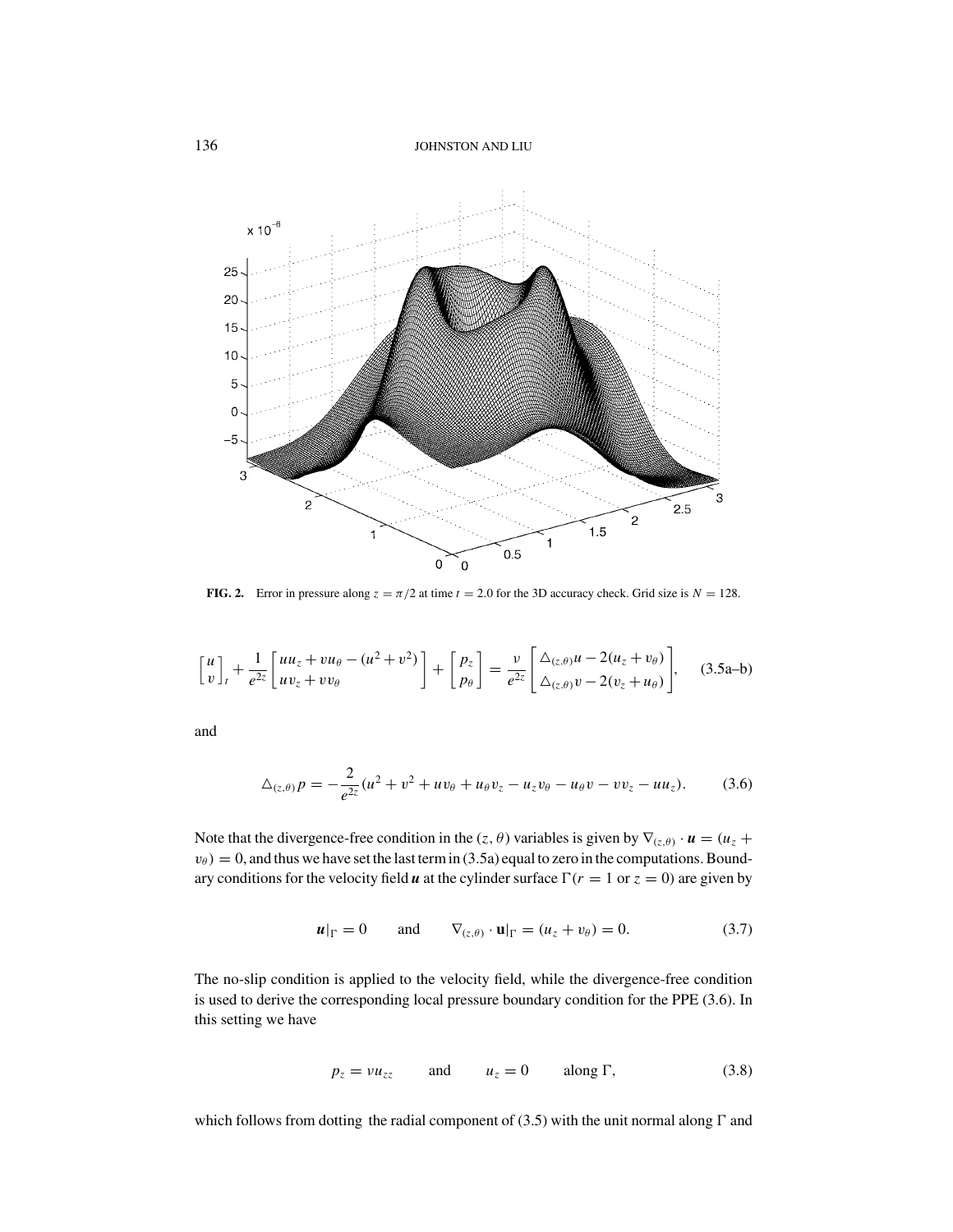**FIG. 2.** Error in pressure along $z = \pi/2$ at time $t = 2.0$ for the 3D accuracy check. Grid size is $N = 128$.

$$\begin{bmatrix} u \\ v \end{bmatrix}_t + \frac{1}{e^{2z}} \begin{bmatrix} uu_z + vu_\theta - (u^2 + v^2) \\ uv_z + vv_\theta \end{bmatrix} + \begin{bmatrix} p_z \\ p_\theta \end{bmatrix} = \frac{\nu}{e^{2z}} \begin{bmatrix} \triangle_{(z,\theta)} u - 2(u_z + v_\theta) \\ \triangle_{(z,\theta)} v - 2(v_z + u_\theta) \end{bmatrix}, \qquad \text{(3.5a–b)}$$

and

$$\triangle_{(z,\theta)} p = -\frac{2}{e^{2z}} (u^2 + v^2 + uv_\theta + u_\theta v_z - u_z v_\theta - u_\theta v - vv_z - uu_z). \qquad (3.6)$$

Note that the divergence-free condition in the $(z, \theta)$ variables is given by $\nabla_{(z,\theta)} \cdot \boldsymbol{u} = (u_z + v_\theta) = 0$, and thus we have set the last term in (3.5a) equal to zero in the computations. Boundary conditions for the velocity field $\boldsymbol{u}$ at the cylinder surface $\Gamma (r = 1$ or $z = 0)$ are given by

$$\boldsymbol{u}|_\Gamma = 0 \qquad \text{and} \qquad \nabla_{(z,\theta)} \cdot \mathbf{u}|_\Gamma = (u_z + v_\theta) = 0. \qquad (3.7)$$

The no-slip condition is applied to the velocity field, while the divergence-free condition is used to derive the corresponding local pressure boundary condition for the PPE (3.6). In this setting we have

$$p_z = \nu u_{zz} \qquad \text{and} \qquad u_z = 0 \qquad \text{along } \Gamma, \qquad (3.8)$$

which follows from dotting the radial component of (3.5) with the unit normal along $\Gamma$ and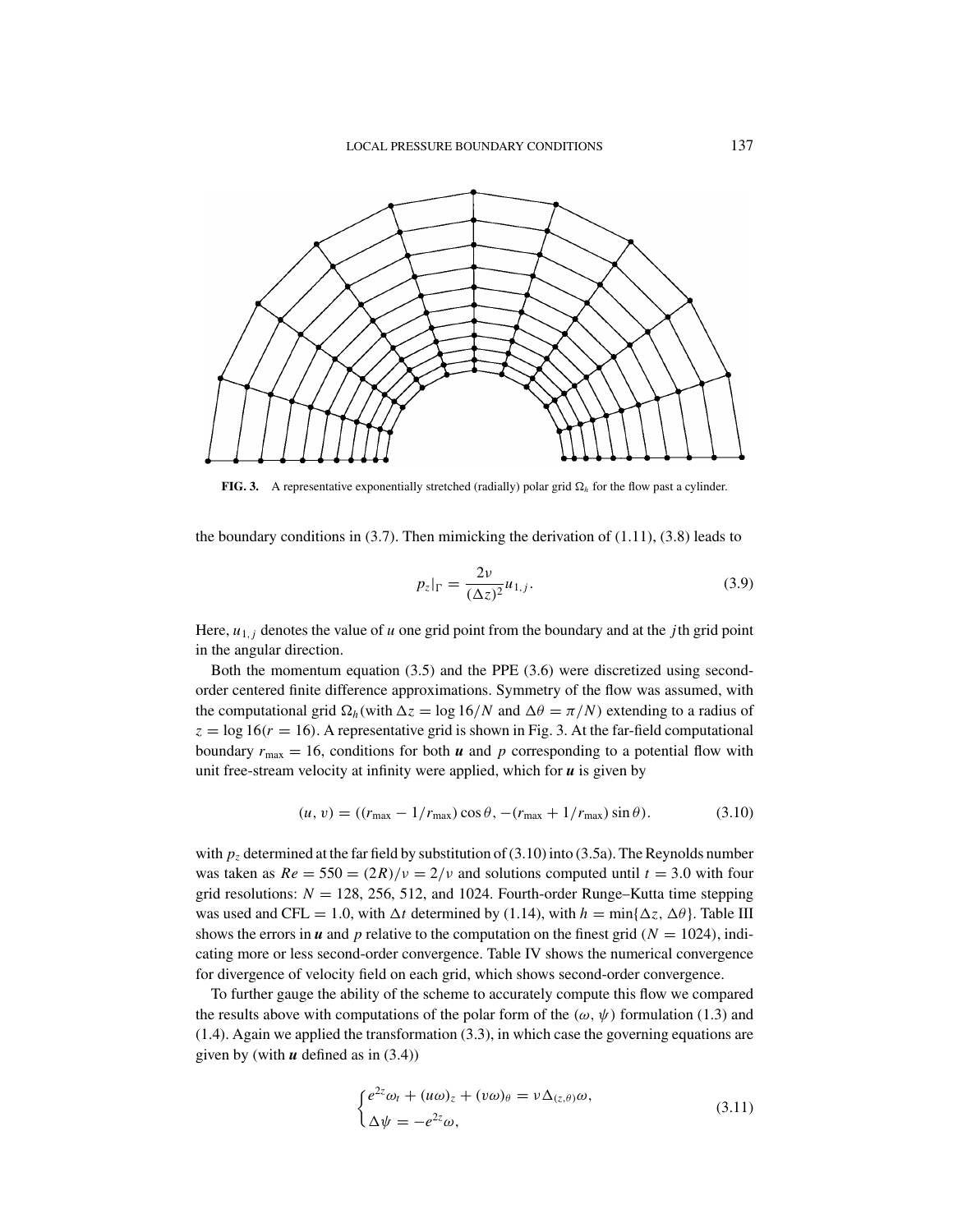**FIG. 3.** A representative exponentially stretched (radially) polar grid $\Omega_h$ for the flow past a cylinder.

the boundary conditions in (3.7). Then mimicking the derivation of (1.11), (3.8) leads to

$$p_z|_\Gamma = \frac{2\nu}{(\Delta z)^2} u_{1,j}. \tag{3.9}$$

Here, $u_{1,j}$ denotes the value of $u$ one grid point from the boundary and at the $j$th grid point in the angular direction.

Both the momentum equation (3.5) and the PPE (3.6) were discretized using second-order centered finite difference approximations. Symmetry of the flow was assumed, with the computational grid $\Omega_h$(with $\Delta z = \log 16/N$ and $\Delta\theta = \pi/N$) extending to a radius of $z = \log 16 (r = 16)$. A representative grid is shown in Fig. 3. At the far-field computational boundary $r_{\max} = 16$, conditions for both $\boldsymbol{u}$ and $p$ corresponding to a potential flow with unit free-stream velocity at infinity were applied, which for $\boldsymbol{u}$ is given by

$$(u, v) = ((r_{\max} - 1/r_{\max})\cos\theta, -(r_{\max} + 1/r_{\max})\sin\theta). \tag{3.10}$$

with $p_z$ determined at the far field by substitution of (3.10) into (3.5a). The Reynolds number was taken as $Re = 550 = (2R)/\nu = 2/\nu$ and solutions computed until $t = 3.0$ with four grid resolutions: $N = 128$, 256, 512, and 1024. Fourth-order Runge–Kutta time stepping was used and CFL = 1.0, with $\Delta t$ determined by (1.14), with $h = \min\{\Delta z, \Delta\theta\}$. Table III shows the errors in $\boldsymbol{u}$ and $p$ relative to the computation on the finest grid ($N = 1024$), indicating more or less second-order convergence. Table IV shows the numerical convergence for divergence of velocity field on each grid, which shows second-order convergence.

To further gauge the ability of the scheme to accurately compute this flow we compared the results above with computations of the polar form of the $(\omega, \psi)$ formulation (1.3) and (1.4). Again we applied the transformation (3.3), in which case the governing equations are given by (with $\boldsymbol{u}$ defined as in (3.4))

$$\begin{cases} e^{2z}\omega_t + (u\omega)_z + (v\omega)_\theta = \nu\Delta_{(z,\theta)}\omega, \\ \Delta\psi = -e^{2z}\omega, \end{cases} \tag{3.11}$$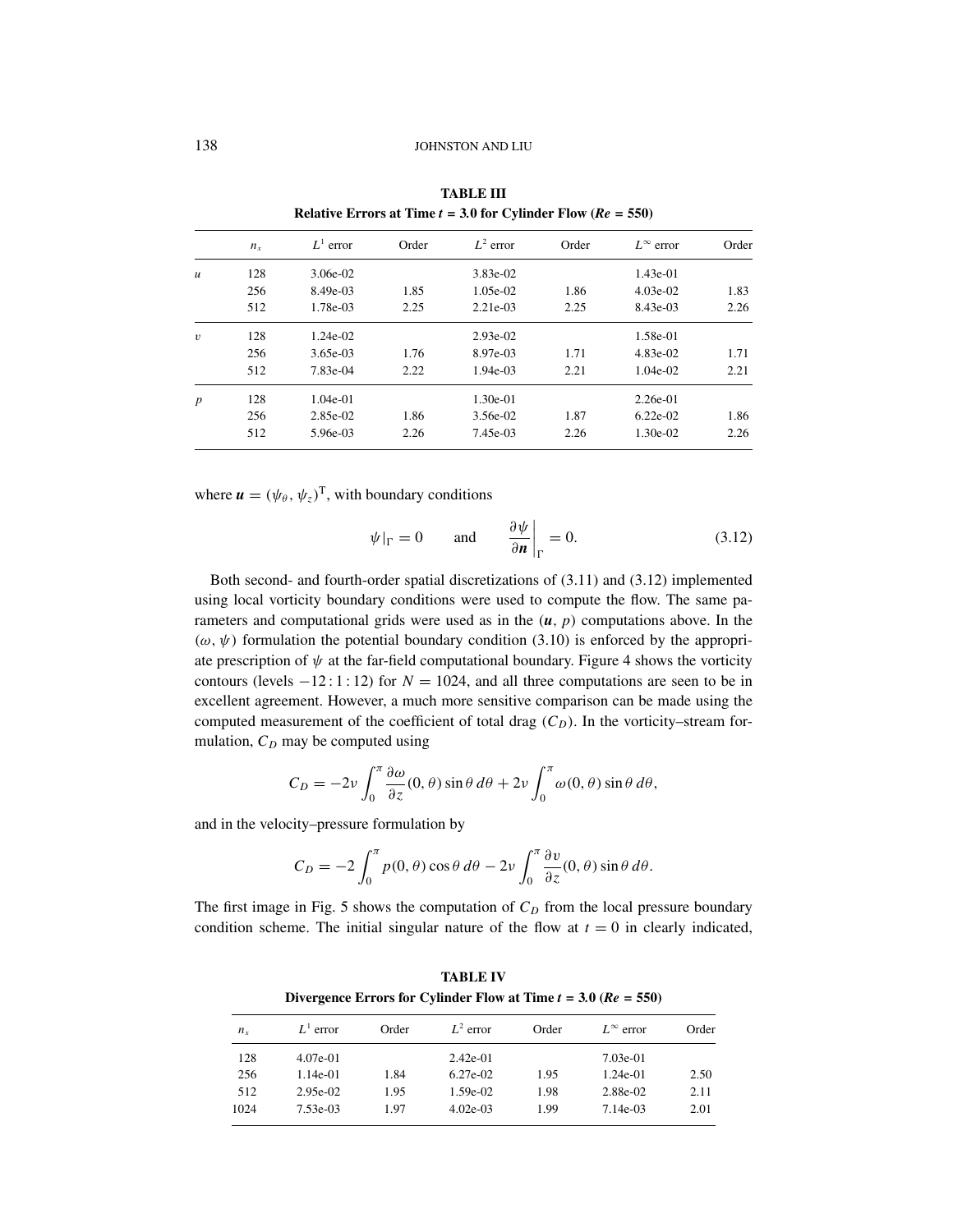**TABLE III**
**Relative Errors at Time $t = 3.0$ for Cylinder Flow ($Re = 550$)**

| | $n_x$ | $L^1$ error | Order | $L^2$ error | Order | $L^\infty$ error | Order |
|---|---|---|---|---|---|---|---|
| $u$ | 128 | 3.06e-02 | | 3.83e-02 | | 1.43e-01 | |
| | 256 | 8.49e-03 | 1.85 | 1.05e-02 | 1.86 | 4.03e-02 | 1.83 |
| | 512 | 1.78e-03 | 2.25 | 2.21e-03 | 2.25 | 8.43e-03 | 2.26 |
| $v$ | 128 | 1.24e-02 | | 2.93e-02 | | 1.58e-01 | |
| | 256 | 3.65e-03 | 1.76 | 8.97e-03 | 1.71 | 4.83e-02 | 1.71 |
| | 512 | 7.83e-04 | 2.22 | 1.94e-03 | 2.21 | 1.04e-02 | 2.21 |
| $p$ | 128 | 1.04e-01 | | 1.30e-01 | | 2.26e-01 | |
| | 256 | 2.85e-02 | 1.86 | 3.56e-02 | 1.87 | 6.22e-02 | 1.86 |
| | 512 | 5.96e-03 | 2.26 | 7.45e-03 | 2.26 | 1.30e-02 | 2.26 |

where $\boldsymbol{u} = (\psi_\theta, \psi_z)^{\mathrm{T}}$, with boundary conditions

$$\psi|_\Gamma = 0 \qquad \text{and} \qquad \left.\frac{\partial \psi}{\partial \boldsymbol{n}}\right|_\Gamma = 0. \tag{3.12}$$

Both second- and fourth-order spatial discretizations of (3.11) and (3.12) implemented using local vorticity boundary conditions were used to compute the flow. The same parameters and computational grids were used as in the $(\boldsymbol{u}, p)$ computations above. In the $(\omega, \psi)$ formulation the potential boundary condition (3.10) is enforced by the appropriate prescription of $\psi$ at the far-field computational boundary. Figure 4 shows the vorticity contours (levels $-12:1:12$) for $N = 1024$, and all three computations are seen to be in excellent agreement. However, a much more sensitive comparison can be made using the computed measurement of the coefficient of total drag ($C_D$). In the vorticity–stream formulation, $C_D$ may be computed using

$$C_D = -2\nu \int_0^\pi \frac{\partial \omega}{\partial z}(0, \theta) \sin\theta \, d\theta + 2\nu \int_0^\pi \omega(0, \theta) \sin\theta \, d\theta,$$

and in the velocity–pressure formulation by

$$C_D = -2 \int_0^\pi p(0, \theta) \cos\theta \, d\theta - 2\nu \int_0^\pi \frac{\partial v}{\partial z}(0, \theta) \sin\theta \, d\theta.$$

The first image in Fig. 5 shows the computation of $C_D$ from the local pressure boundary condition scheme. The initial singular nature of the flow at $t = 0$ in clearly indicated,

**TABLE IV**
**Divergence Errors for Cylinder Flow at Time $t = 3.0$ ($Re = 550$)**

| $n_x$ | $L^1$ error | Order | $L^2$ error | Order | $L^\infty$ error | Order |
|---|---|---|---|---|---|---|
| 128 | 4.07e-01 | | 2.42e-01 | | 7.03e-01 | |
| 256 | 1.14e-01 | 1.84 | 6.27e-02 | 1.95 | 1.24e-01 | 2.50 |
| 512 | 2.95e-02 | 1.95 | 1.59e-02 | 1.98 | 2.88e-02 | 2.11 |
| 1024 | 7.53e-03 | 1.97 | 4.02e-03 | 1.99 | 7.14e-03 | 2.01 |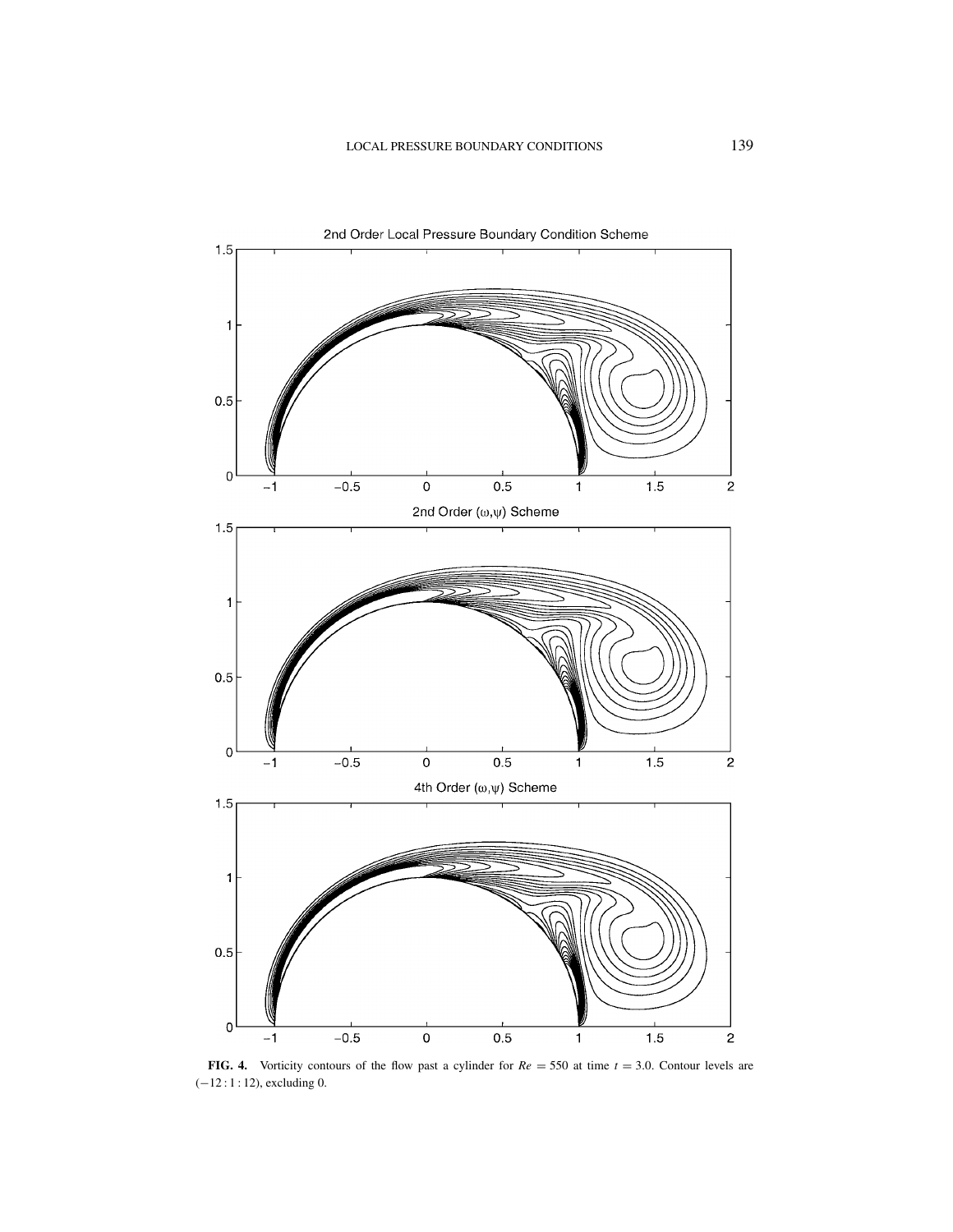**FIG. 4.** Vorticity contours of the flow past a cylinder for $Re = 550$ at time $t = 3.0$. Contour levels are $(-12:1:12)$, excluding 0.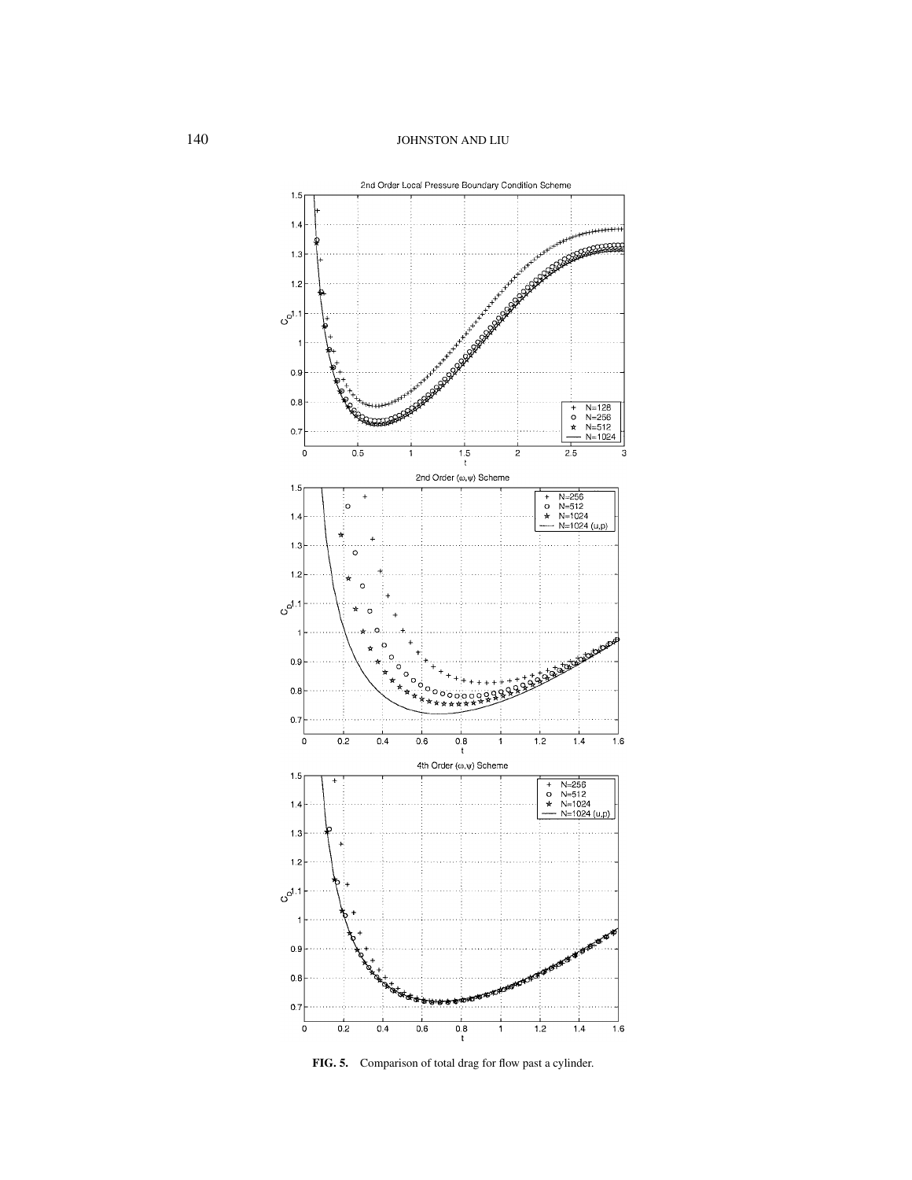**FIG. 5.** Comparison of total drag for flow past a cylinder.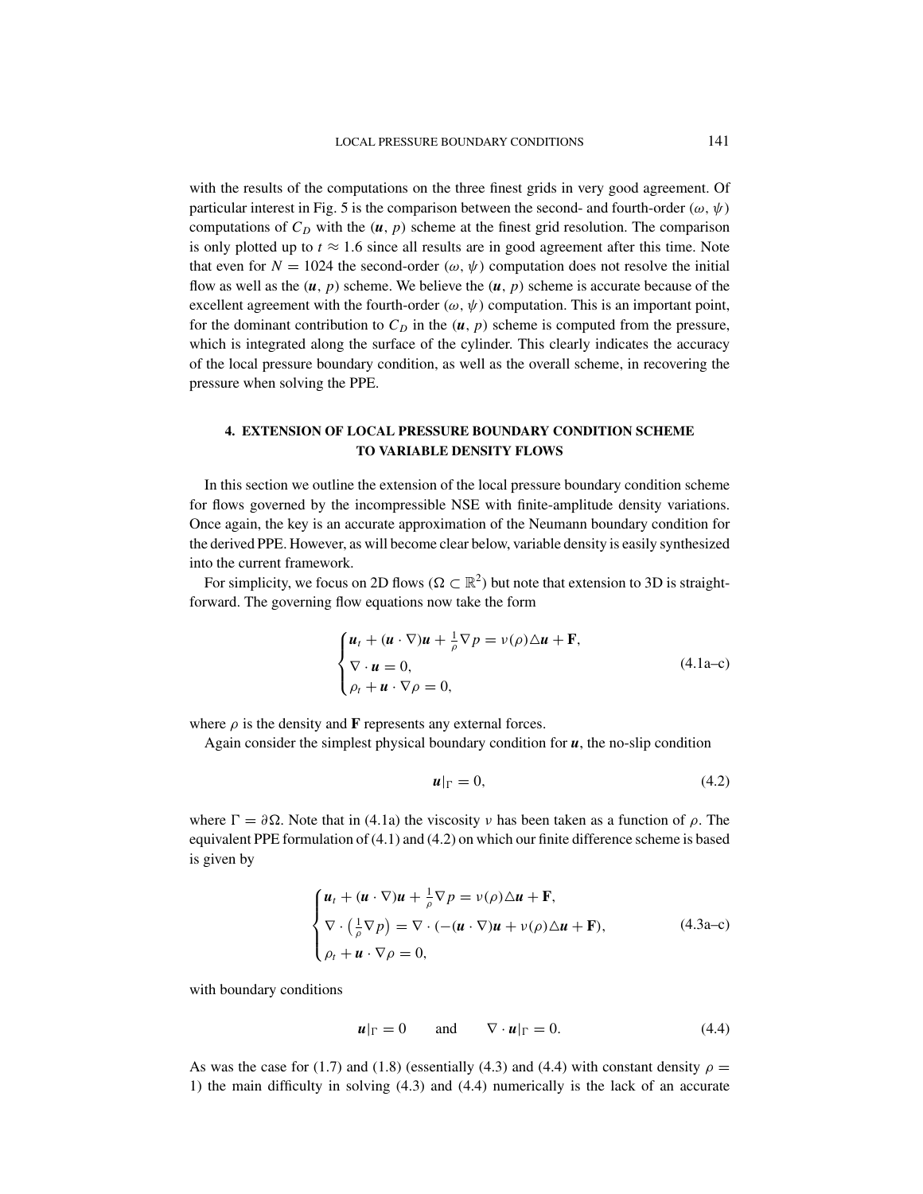with the results of the computations on the three finest grids in very good agreement. Of particular interest in Fig. 5 is the comparison between the second- and fourth-order $(\omega, \psi)$ computations of $C_D$ with the $(\boldsymbol{u}, p)$ scheme at the finest grid resolution. The comparison is only plotted up to $t \approx 1.6$ since all results are in good agreement after this time. Note that even for $N = 1024$ the second-order $(\omega, \psi)$ computation does not resolve the initial flow as well as the $(\boldsymbol{u}, p)$ scheme. We believe the $(\boldsymbol{u}, p)$ scheme is accurate because of the excellent agreement with the fourth-order $(\omega, \psi)$ computation. This is an important point, for the dominant contribution to $C_D$ in the $(\boldsymbol{u}, p)$ scheme is computed from the pressure, which is integrated along the surface of the cylinder. This clearly indicates the accuracy of the local pressure boundary condition, as well as the overall scheme, in recovering the pressure when solving the PPE.

## 4. EXTENSION OF LOCAL PRESSURE BOUNDARY CONDITION SCHEME TO VARIABLE DENSITY FLOWS

In this section we outline the extension of the local pressure boundary condition scheme for flows governed by the incompressible NSE with finite-amplitude density variations. Once again, the key is an accurate approximation of the Neumann boundary condition for the derived PPE. However, as will become clear below, variable density is easily synthesized into the current framework.

For simplicity, we focus on 2D flows ($\Omega \subset \mathbb{R}^2$) but note that extension to 3D is straightforward. The governing flow equations now take the form

$$\begin{cases} \boldsymbol{u}_t + (\boldsymbol{u} \cdot \nabla)\boldsymbol{u} + \frac{1}{\rho}\nabla p = \nu(\rho)\triangle \boldsymbol{u} + \mathbf{F}, \\ \nabla \cdot \boldsymbol{u} = 0, \\ \rho_t + \boldsymbol{u} \cdot \nabla \rho = 0, \end{cases} \tag{4.1a–c}$$

where $\rho$ is the density and $\mathbf{F}$ represents any external forces.

Again consider the simplest physical boundary condition for $\boldsymbol{u}$, the no-slip condition

$$\boldsymbol{u}|_\Gamma = 0, \tag{4.2}$$

where $\Gamma = \partial\Omega$. Note that in (4.1a) the viscosity $\nu$ has been taken as a function of $\rho$. The equivalent PPE formulation of (4.1) and (4.2) on which our finite difference scheme is based is given by

$$\begin{cases} \boldsymbol{u}_t + (\boldsymbol{u} \cdot \nabla)\boldsymbol{u} + \frac{1}{\rho}\nabla p = \nu(\rho)\triangle \boldsymbol{u} + \mathbf{F}, \\ \nabla \cdot \left(\frac{1}{\rho}\nabla p\right) = \nabla \cdot (-(\boldsymbol{u} \cdot \nabla)\boldsymbol{u} + \nu(\rho)\triangle \boldsymbol{u} + \mathbf{F}), \\ \rho_t + \boldsymbol{u} \cdot \nabla \rho = 0, \end{cases} \tag{4.3a–c}$$

with boundary conditions

$$\boldsymbol{u}|_\Gamma = 0 \qquad \text{and} \qquad \nabla \cdot \boldsymbol{u}|_\Gamma = 0. \tag{4.4}$$

As was the case for (1.7) and (1.8) (essentially (4.3) and (4.4) with constant density $\rho = 1$) the main difficulty in solving (4.3) and (4.4) numerically is the lack of an accurate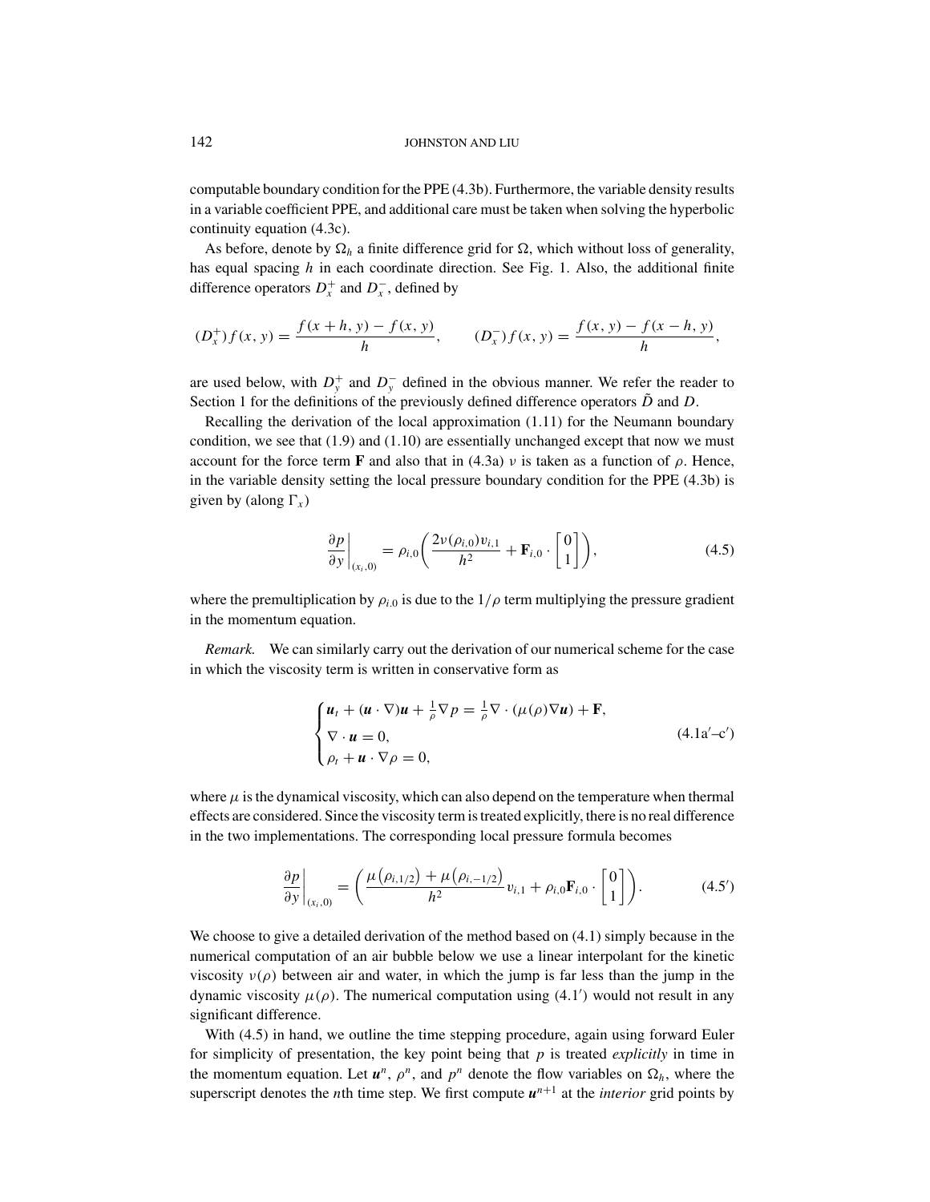computable boundary condition for the PPE (4.3b). Furthermore, the variable density results in a variable coefficient PPE, and additional care must be taken when solving the hyperbolic continuity equation (4.3c).

As before, denote by $\Omega_h$ a finite difference grid for $\Omega$, which without loss of generality, has equal spacing $h$ in each coordinate direction. See Fig. 1. Also, the additional finite difference operators $D_x^+$ and $D_x^-$, defined by

$$(D_x^+)f(x, y) = \frac{f(x+h, y) - f(x, y)}{h}, \qquad (D_x^-)f(x, y) = \frac{f(x, y) - f(x-h, y)}{h},$$

are used below, with $D_y^+$ and $D_y^-$ defined in the obvious manner. We refer the reader to Section 1 for the definitions of the previously defined difference operators $\tilde{D}$ and $D$.

Recalling the derivation of the local approximation (1.11) for the Neumann boundary condition, we see that (1.9) and (1.10) are essentially unchanged except that now we must account for the force term $\mathbf{F}$ and also that in (4.3a) $\nu$ is taken as a function of $\rho$. Hence, in the variable density setting the local pressure boundary condition for the PPE (4.3b) is given by (along $\Gamma_x$)

$$\left.\frac{\partial p}{\partial y}\right|_{(x_i,0)} = \rho_{i,0}\left(\frac{2\nu(\rho_{i,0})v_{i,1}}{h^2} + \mathbf{F}_{i,0} \cdot \begin{bmatrix} 0 \\ 1 \end{bmatrix}\right), \tag{4.5}$$

where the premultiplication by $\rho_{i,0}$ is due to the $1/\rho$ term multiplying the pressure gradient in the momentum equation.

*Remark.* We can similarly carry out the derivation of our numerical scheme for the case in which the viscosity term is written in conservative form as

$$\begin{cases} \boldsymbol{u}_t + (\boldsymbol{u} \cdot \nabla)\boldsymbol{u} + \frac{1}{\rho}\nabla p = \frac{1}{\rho}\nabla \cdot (\mu(\rho)\nabla \boldsymbol{u}) + \mathbf{F}, \\ \nabla \cdot \boldsymbol{u} = 0, \\ \rho_t + \boldsymbol{u} \cdot \nabla \rho = 0, \end{cases} \tag{4.1a$'$–c$'$}$$

where $\mu$ is the dynamical viscosity, which can also depend on the temperature when thermal effects are considered. Since the viscosity term is treated explicitly, there is no real difference in the two implementations. The corresponding local pressure formula becomes

$$\left.\frac{\partial p}{\partial y}\right|_{(x_i,0)} = \left(\frac{\mu(\rho_{i,1/2}) + \mu(\rho_{i,-1/2})}{h^2} v_{i,1} + \rho_{i,0}\mathbf{F}_{i,0} \cdot \begin{bmatrix} 0 \\ 1 \end{bmatrix}\right). \tag{4.5$'$}$$

We choose to give a detailed derivation of the method based on (4.1) simply because in the numerical computation of an air bubble below we use a linear interpolant for the kinetic viscosity $\nu(\rho)$ between air and water, in which the jump is far less than the jump in the dynamic viscosity $\mu(\rho)$. The numerical computation using (4.1$'$) would not result in any significant difference.

With (4.5) in hand, we outline the time stepping procedure, again using forward Euler for simplicity of presentation, the key point being that $p$ is treated *explicitly* in time in the momentum equation. Let $\boldsymbol{u}^n$, $\rho^n$, and $p^n$ denote the flow variables on $\Omega_h$, where the superscript denotes the $n$th time step. We first compute $\boldsymbol{u}^{n+1}$ at the *interior* grid points by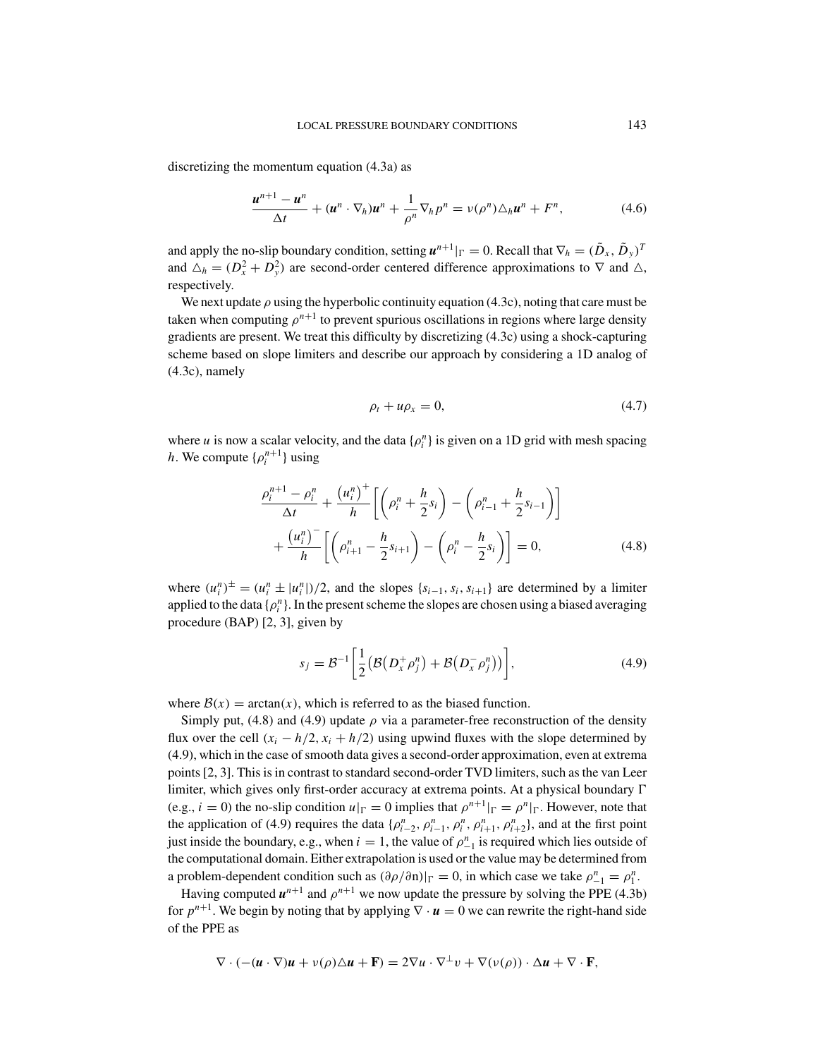discretizing the momentum equation (4.3a) as

$$\frac{\boldsymbol{u}^{n+1}-\boldsymbol{u}^{n}}{\Delta t}+(\boldsymbol{u}^{n}\cdot\nabla_h)\boldsymbol{u}^{n}+\frac{1}{\rho^{n}}\nabla_h p^{n}=\nu(\rho^{n})\triangle_h\boldsymbol{u}^{n}+F^{n}, \tag{4.6}$$

and apply the no-slip boundary condition, setting $\boldsymbol{u}^{n+1}|_{\Gamma}=0$. Recall that $\nabla_h=(\tilde{D}_x,\tilde{D}_y)^T$ and $\triangle_h=(D_x^2+D_y^2)$ are second-order centered difference approximations to $\nabla$ and $\triangle$, respectively.

We next update $\rho$ using the hyperbolic continuity equation (4.3c), noting that care must be taken when computing $\rho^{n+1}$ to prevent spurious oscillations in regions where large density gradients are present. We treat this difficulty by discretizing (4.3c) using a shock-capturing scheme based on slope limiters and describe our approach by considering a 1D analog of (4.3c), namely

$$\rho_t+u\rho_x=0, \tag{4.7}$$

where $u$ is now a scalar velocity, and the data $\{\rho_i^n\}$ is given on a 1D grid with mesh spacing $h$. We compute $\{\rho_i^{n+1}\}$ using

$$\begin{aligned}\frac{\rho_i^{n+1}-\rho_i^{n}}{\Delta t}&+\frac{\left(u_i^n\right)^{+}}{h}\left[\left(\rho_i^n+\frac{h}{2}s_i\right)-\left(\rho_{i-1}^n+\frac{h}{2}s_{i-1}\right)\right]\\&+\frac{\left(u_i^n\right)^{-}}{h}\left[\left(\rho_{i+1}^n-\frac{h}{2}s_{i+1}\right)-\left(\rho_i^n-\frac{h}{2}s_i\right)\right]=0,\end{aligned} \tag{4.8}$$

where $(u_i^n)^{\pm}=(u_i^n\pm|u_i^n|)/2$, and the slopes $\{s_{i-1},s_i,s_{i+1}\}$ are determined by a limiter applied to the data $\{\rho_i^n\}$. In the present scheme the slopes are chosen using a biased averaging procedure (BAP) [2, 3], given by

$$s_j=\mathcal{B}^{-1}\left[\frac{1}{2}\left(\mathcal{B}\left(D_x^{+}\rho_j^n\right)+\mathcal{B}\left(D_x^{-}\rho_j^n\right)\right)\right], \tag{4.9}$$

where $\mathcal{B}(x)=\arctan(x)$, which is referred to as the biased function.

Simply put, (4.8) and (4.9) update $\rho$ via a parameter-free reconstruction of the density flux over the cell $(x_i-h/2,x_i+h/2)$ using upwind fluxes with the slope determined by (4.9), which in the case of smooth data gives a second-order approximation, even at extrema points [2, 3]. This is in contrast to standard second-order TVD limiters, such as the van Leer limiter, which gives only first-order accuracy at extrema points. At a physical boundary $\Gamma$ (e.g., $i=0$) the no-slip condition $u|_{\Gamma}=0$ implies that $\rho^{n+1}|_{\Gamma}=\rho^n|_{\Gamma}$. However, note that the application of (4.9) requires the data $\{\rho_{i-2}^n,\rho_{i-1}^n,\rho_i^n,\rho_{i+1}^n,\rho_{i+2}^n\}$, and at the first point just inside the boundary, e.g., when $i=1$, the value of $\rho_{-1}^n$ is required which lies outside of the computational domain. Either extrapolation is used or the value may be determined from a problem-dependent condition such as $(\partial\rho/\partial\mathrm{n})|_{\Gamma}=0$, in which case we take $\rho_{-1}^n=\rho_1^n$.

Having computed $\boldsymbol{u}^{n+1}$ and $\rho^{n+1}$ we now update the pressure by solving the PPE (4.3b) for $p^{n+1}$. We begin by noting that by applying $\nabla\cdot\boldsymbol{u}=0$ we can rewrite the right-hand side of the PPE as

$$\nabla\cdot(-(\boldsymbol{u}\cdot\nabla)\boldsymbol{u}+\nu(\rho)\triangle\boldsymbol{u}+\mathbf{F})=2\nabla u\cdot\nabla^{\perp}v+\nabla(\nu(\rho))\cdot\Delta\boldsymbol{u}+\nabla\cdot\mathbf{F},$$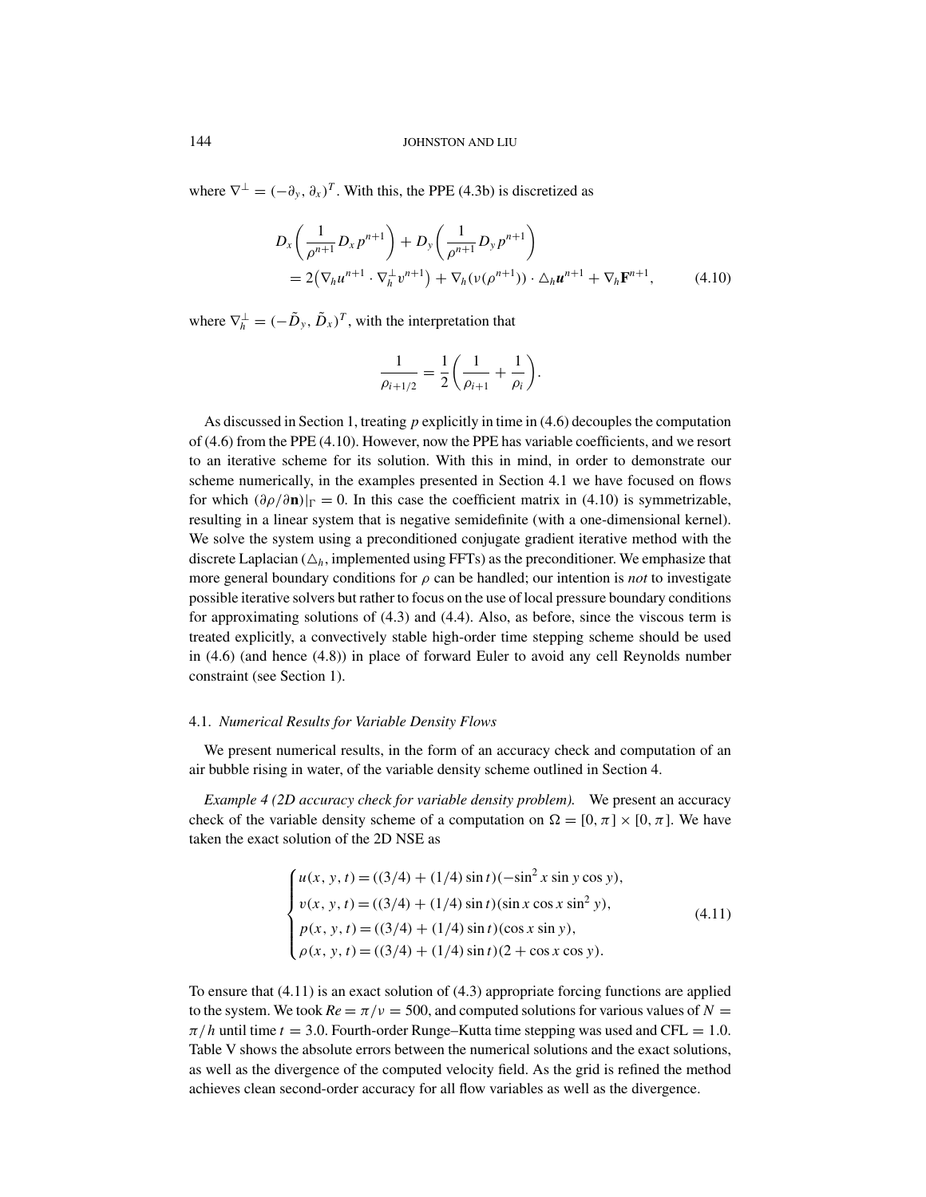where $\nabla^{\perp} = (-\partial_y, \partial_x)^T$. With this, the PPE (4.3b) is discretized as

$$
\begin{aligned}
D_x\left(\frac{1}{\rho^{n+1}} D_x p^{n+1}\right) &+ D_y\left(\frac{1}{\rho^{n+1}} D_y p^{n+1}\right) \\
&= 2\left(\nabla_h u^{n+1} \cdot \nabla_h^{\perp} v^{n+1}\right) + \nabla_h(\nu(\rho^{n+1})) \cdot \triangle_h \boldsymbol{u}^{n+1} + \nabla_h \mathbf{F}^{n+1},
\end{aligned}
\tag{4.10}
$$

where $\nabla_h^{\perp} = (-\tilde{D}_y, \tilde{D}_x)^T$, with the interpretation that

$$
\frac{1}{\rho_{i+1/2}} = \frac{1}{2}\left(\frac{1}{\rho_{i+1}} + \frac{1}{\rho_i}\right).
$$

As discussed in Section 1, treating $p$ explicitly in time in (4.6) decouples the computation of (4.6) from the PPE (4.10). However, now the PPE has variable coefficients, and we resort to an iterative scheme for its solution. With this in mind, in order to demonstrate our scheme numerically, in the examples presented in Section 4.1 we have focused on flows for which $(\partial\rho/\partial\mathbf{n})|_\Gamma = 0$. In this case the coefficient matrix in (4.10) is symmetrizable, resulting in a linear system that is negative semidefinite (with a one-dimensional kernel). We solve the system using a preconditioned conjugate gradient iterative method with the discrete Laplacian ($\triangle_h$, implemented using FFTs) as the preconditioner. We emphasize that more general boundary conditions for $\rho$ can be handled; our intention is *not* to investigate possible iterative solvers but rather to focus on the use of local pressure boundary conditions for approximating solutions of (4.3) and (4.4). Also, as before, since the viscous term is treated explicitly, a convectively stable high-order time stepping scheme should be used in (4.6) (and hence (4.8)) in place of forward Euler to avoid any cell Reynolds number constraint (see Section 1).

### 4.1. *Numerical Results for Variable Density Flows*

We present numerical results, in the form of an accuracy check and computation of an air bubble rising in water, of the variable density scheme outlined in Section 4.

*Example 4 (2D accuracy check for variable density problem).* We present an accuracy check of the variable density scheme of a computation on $\Omega = [0, \pi] \times [0, \pi]$. We have taken the exact solution of the 2D NSE as

$$
\begin{cases}
u(x, y, t) = ((3/4) + (1/4)\sin t)(-\sin^2 x \sin y \cos y), \\
v(x, y, t) = ((3/4) + (1/4)\sin t)(\sin x \cos x \sin^2 y), \\
p(x, y, t) = ((3/4) + (1/4)\sin t)(\cos x \sin y), \\
\rho(x, y, t) = ((3/4) + (1/4)\sin t)(2 + \cos x \cos y).
\end{cases}
\tag{4.11}
$$

To ensure that (4.11) is an exact solution of (4.3) appropriate forcing functions are applied to the system. We took $Re = \pi/\nu = 500$, and computed solutions for various values of $N = \pi/h$ until time $t = 3.0$. Fourth-order Runge–Kutta time stepping was used and CFL $= 1.0$. Table V shows the absolute errors between the numerical solutions and the exact solutions, as well as the divergence of the computed velocity field. As the grid is refined the method achieves clean second-order accuracy for all flow variables as well as the divergence.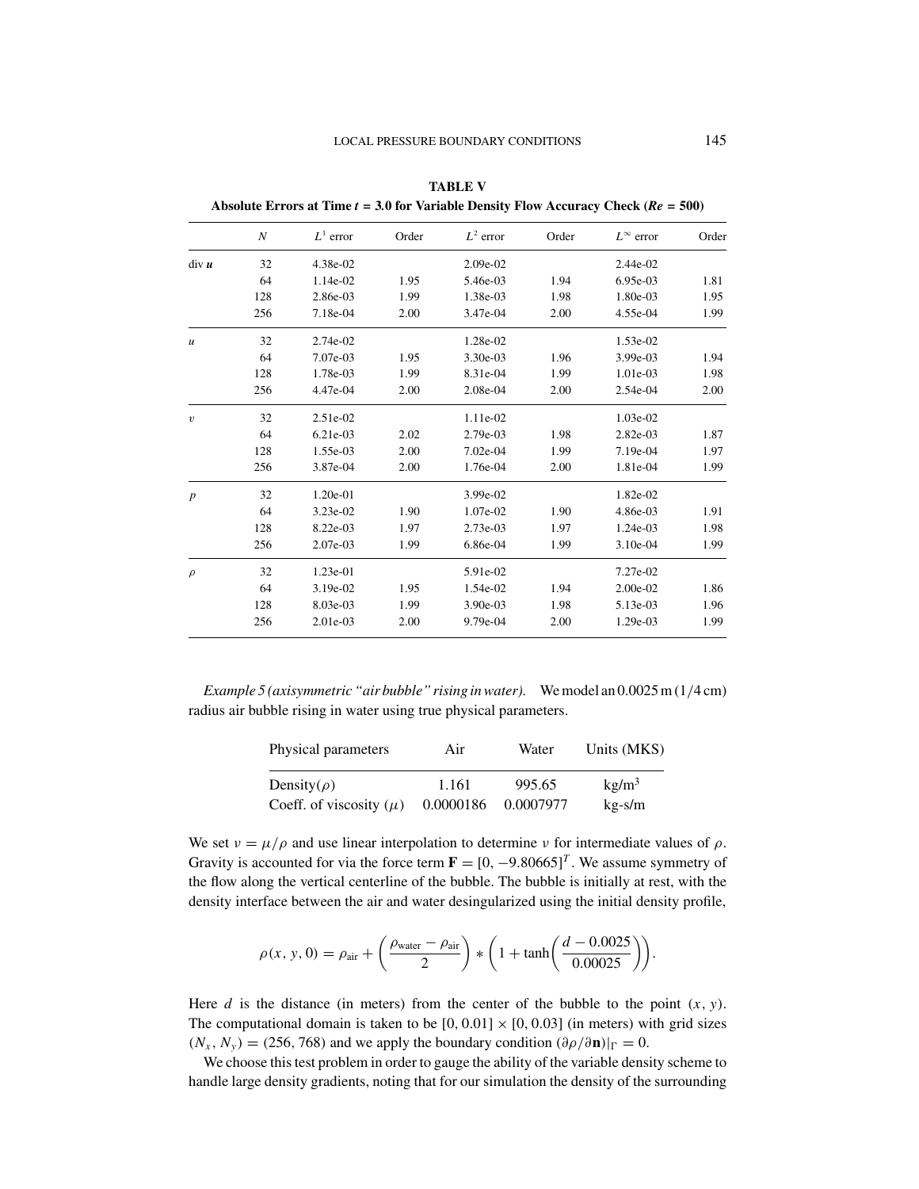**TABLE V**
**Absolute Errors at Time $t$ = 3.0 for Variable Density Flow Accuracy Check ($Re$ = 500)**

| | $N$ | $L^1$ error | Order | $L^2$ error | Order | $L^\infty$ error | Order |
|---|---|---|---|---|---|---|---|
| div $\boldsymbol{u}$ | 32 | 4.38e-02 | | 2.09e-02 | | 2.44e-02 | |
| | 64 | 1.14e-02 | 1.95 | 5.46e-03 | 1.94 | 6.95e-03 | 1.81 |
| | 128 | 2.86e-03 | 1.99 | 1.38e-03 | 1.98 | 1.80e-03 | 1.95 |
| | 256 | 7.18e-04 | 2.00 | 3.47e-04 | 2.00 | 4.55e-04 | 1.99 |
| $u$ | 32 | 2.74e-02 | | 1.28e-02 | | 1.53e-02 | |
| | 64 | 7.07e-03 | 1.95 | 3.30e-03 | 1.96 | 3.99e-03 | 1.94 |
| | 128 | 1.78e-03 | 1.99 | 8.31e-04 | 1.99 | 1.01e-03 | 1.98 |
| | 256 | 4.47e-04 | 2.00 | 2.08e-04 | 2.00 | 2.54e-04 | 2.00 |
| $v$ | 32 | 2.51e-02 | | 1.11e-02 | | 1.03e-02 | |
| | 64 | 6.21e-03 | 2.02 | 2.79e-03 | 1.98 | 2.82e-03 | 1.87 |
| | 128 | 1.55e-03 | 2.00 | 7.02e-04 | 1.99 | 7.19e-04 | 1.97 |
| | 256 | 3.87e-04 | 2.00 | 1.76e-04 | 2.00 | 1.81e-04 | 1.99 |
| $p$ | 32 | 1.20e-01 | | 3.99e-02 | | 1.82e-02 | |
| | 64 | 3.23e-02 | 1.90 | 1.07e-02 | 1.90 | 4.86e-03 | 1.91 |
| | 128 | 8.22e-03 | 1.97 | 2.73e-03 | 1.97 | 1.24e-03 | 1.98 |
| | 256 | 2.07e-03 | 1.99 | 6.86e-04 | 1.99 | 3.10e-04 | 1.99 |
| $\rho$ | 32 | 1.23e-01 | | 5.91e-02 | | 7.27e-02 | |
| | 64 | 3.19e-02 | 1.95 | 1.54e-02 | 1.94 | 2.00e-02 | 1.86 |
| | 128 | 8.03e-03 | 1.99 | 3.90e-03 | 1.98 | 5.13e-03 | 1.96 |
| | 256 | 2.01e-03 | 2.00 | 9.79e-04 | 2.00 | 1.29e-03 | 1.99 |

*Example 5 (axisymmetric "air bubble" rising in water).* We model an 0.0025 m (1/4 cm) radius air bubble rising in water using true physical parameters.

| Physical parameters | Air | Water | Units (MKS) |
|---|---|---|---|
| Density($\rho$) | 1.161 | 995.65 | kg/m$^3$ |
| Coeff. of viscosity ($\mu$) | 0.0000186 | 0.0007977 | kg-s/m |

We set $\nu = \mu/\rho$ and use linear interpolation to determine $\nu$ for intermediate values of $\rho$. Gravity is accounted for via the force term $\mathbf{F} = [0, -9.80665]^T$. We assume symmetry of the flow along the vertical centerline of the bubble. The bubble is initially at rest, with the density interface between the air and water desingularized using the initial density profile,

$$\rho(x, y, 0) = \rho_{\text{air}} + \left(\frac{\rho_{\text{water}} - \rho_{\text{air}}}{2}\right) * \left(1 + \tanh\left(\frac{d - 0.0025}{0.00025}\right)\right).$$

Here $d$ is the distance (in meters) from the center of the bubble to the point $(x, y)$. The computational domain is taken to be $[0, 0.01] \times [0, 0.03]$ (in meters) with grid sizes $(N_x, N_y) = (256, 768)$ and we apply the boundary condition $(\partial\rho/\partial\mathbf{n})|_\Gamma = 0$.

We choose this test problem in order to gauge the ability of the variable density scheme to handle large density gradients, noting that for our simulation the density of the surrounding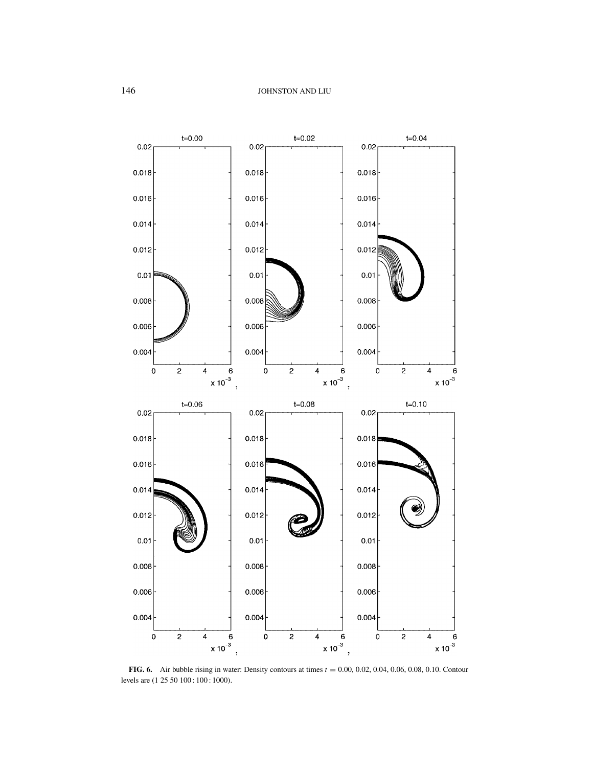**FIG. 6.** Air bubble rising in water: Density contours at times $t = 0.00, 0.02, 0.04, 0.06, 0.08, 0.10$. Contour levels are (1 25 50 100 : 100 : 1000).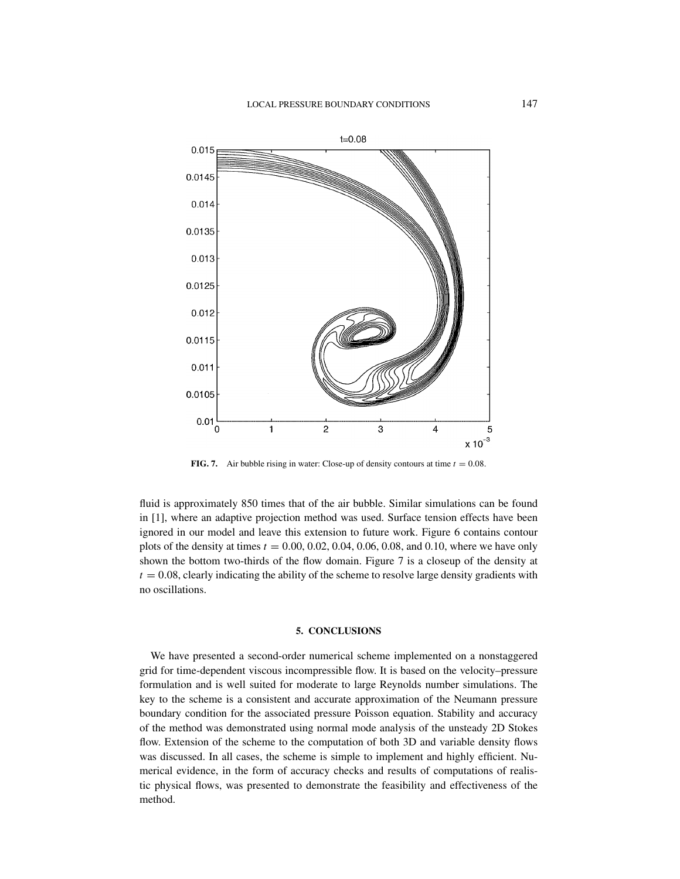**FIG. 7.** Air bubble rising in water: Close-up of density contours at time $t = 0.08$.

fluid is approximately 850 times that of the air bubble. Similar simulations can be found in [1], where an adaptive projection method was used. Surface tension effects have been ignored in our model and leave this extension to future work. Figure 6 contains contour plots of the density at times $t = 0.00, 0.02, 0.04, 0.06, 0.08$, and $0.10$, where we have only shown the bottom two-thirds of the flow domain. Figure 7 is a closeup of the density at $t = 0.08$, clearly indicating the ability of the scheme to resolve large density gradients with no oscillations.

## 5. CONCLUSIONS

We have presented a second-order numerical scheme implemented on a nonstaggered grid for time-dependent viscous incompressible flow. It is based on the velocity–pressure formulation and is well suited for moderate to large Reynolds number simulations. The key to the scheme is a consistent and accurate approximation of the Neumann pressure boundary condition for the associated pressure Poisson equation. Stability and accuracy of the method was demonstrated using normal mode analysis of the unsteady 2D Stokes flow. Extension of the scheme to the computation of both 3D and variable density flows was discussed. In all cases, the scheme is simple to implement and highly efficient. Numerical evidence, in the form of accuracy checks and results of computations of realistic physical flows, was presented to demonstrate the feasibility and effectiveness of the method.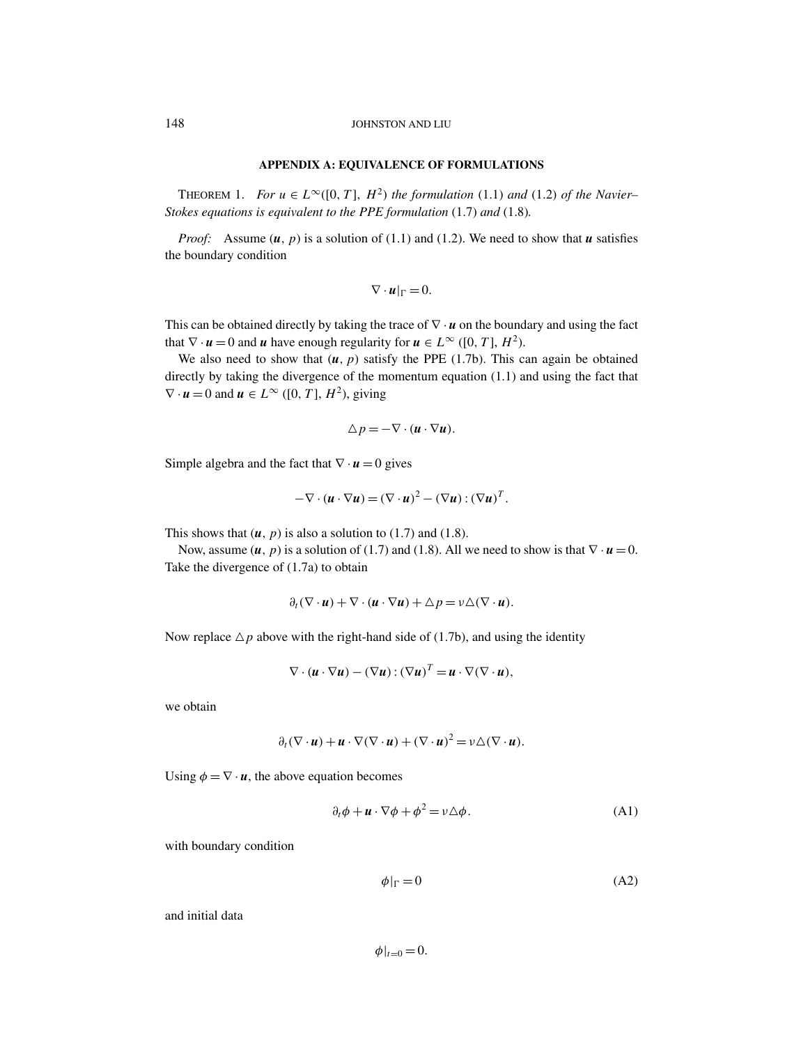## APPENDIX A: EQUIVALENCE OF FORMULATIONS

THEOREM 1. *For $u \in L^\infty([0,T],\ H^2)$ the formulation* (1.1) *and* (1.2) *of the Navier–Stokes equations is equivalent to the PPE formulation* (1.7) *and* (1.8).

*Proof:* Assume $(\boldsymbol{u}, p)$ is a solution of (1.1) and (1.2). We need to show that $\boldsymbol{u}$ satisfies the boundary condition

$$\nabla \cdot \boldsymbol{u}|_\Gamma = 0.$$

This can be obtained directly by taking the trace of $\nabla \cdot \boldsymbol{u}$ on the boundary and using the fact that $\nabla \cdot \boldsymbol{u} = 0$ and $\boldsymbol{u}$ have enough regularity for $\boldsymbol{u} \in L^\infty([0,T], H^2)$.

We also need to show that $(\boldsymbol{u}, p)$ satisfy the PPE (1.7b). This can again be obtained directly by taking the divergence of the momentum equation (1.1) and using the fact that $\nabla \cdot \boldsymbol{u} = 0$ and $\boldsymbol{u} \in L^\infty([0,T], H^2)$, giving

$$\triangle p = -\nabla \cdot (\boldsymbol{u} \cdot \nabla \boldsymbol{u}).$$

Simple algebra and the fact that $\nabla \cdot \boldsymbol{u} = 0$ gives

$$-\nabla \cdot (\boldsymbol{u} \cdot \nabla \boldsymbol{u}) = (\nabla \cdot \boldsymbol{u})^2 - (\nabla \boldsymbol{u}) : (\nabla \boldsymbol{u})^T.$$

This shows that $(\boldsymbol{u}, p)$ is also a solution to (1.7) and (1.8).

Now, assume $(\boldsymbol{u}, p)$ is a solution of (1.7) and (1.8). All we need to show is that $\nabla \cdot \boldsymbol{u} = 0$. Take the divergence of (1.7a) to obtain

$$\partial_t (\nabla \cdot \boldsymbol{u}) + \nabla \cdot (\boldsymbol{u} \cdot \nabla \boldsymbol{u}) + \triangle p = \nu \triangle (\nabla \cdot \boldsymbol{u}).$$

Now replace $\triangle p$ above with the right-hand side of (1.7b), and using the identity

$$\nabla \cdot (\boldsymbol{u} \cdot \nabla \boldsymbol{u}) - (\nabla \boldsymbol{u}) : (\nabla \boldsymbol{u})^T = \boldsymbol{u} \cdot \nabla (\nabla \cdot \boldsymbol{u}),$$

we obtain

$$\partial_t (\nabla \cdot \boldsymbol{u}) + \boldsymbol{u} \cdot \nabla (\nabla \cdot \boldsymbol{u}) + (\nabla \cdot \boldsymbol{u})^2 = \nu \triangle (\nabla \cdot \boldsymbol{u}).$$

Using $\phi = \nabla \cdot \boldsymbol{u}$, the above equation becomes

$$\partial_t \phi + \boldsymbol{u} \cdot \nabla \phi + \phi^2 = \nu \triangle \phi. \tag{A1}$$

with boundary condition

$$\phi|_\Gamma = 0 \tag{A2}$$

and initial data

$$\phi|_{t=0} = 0.$$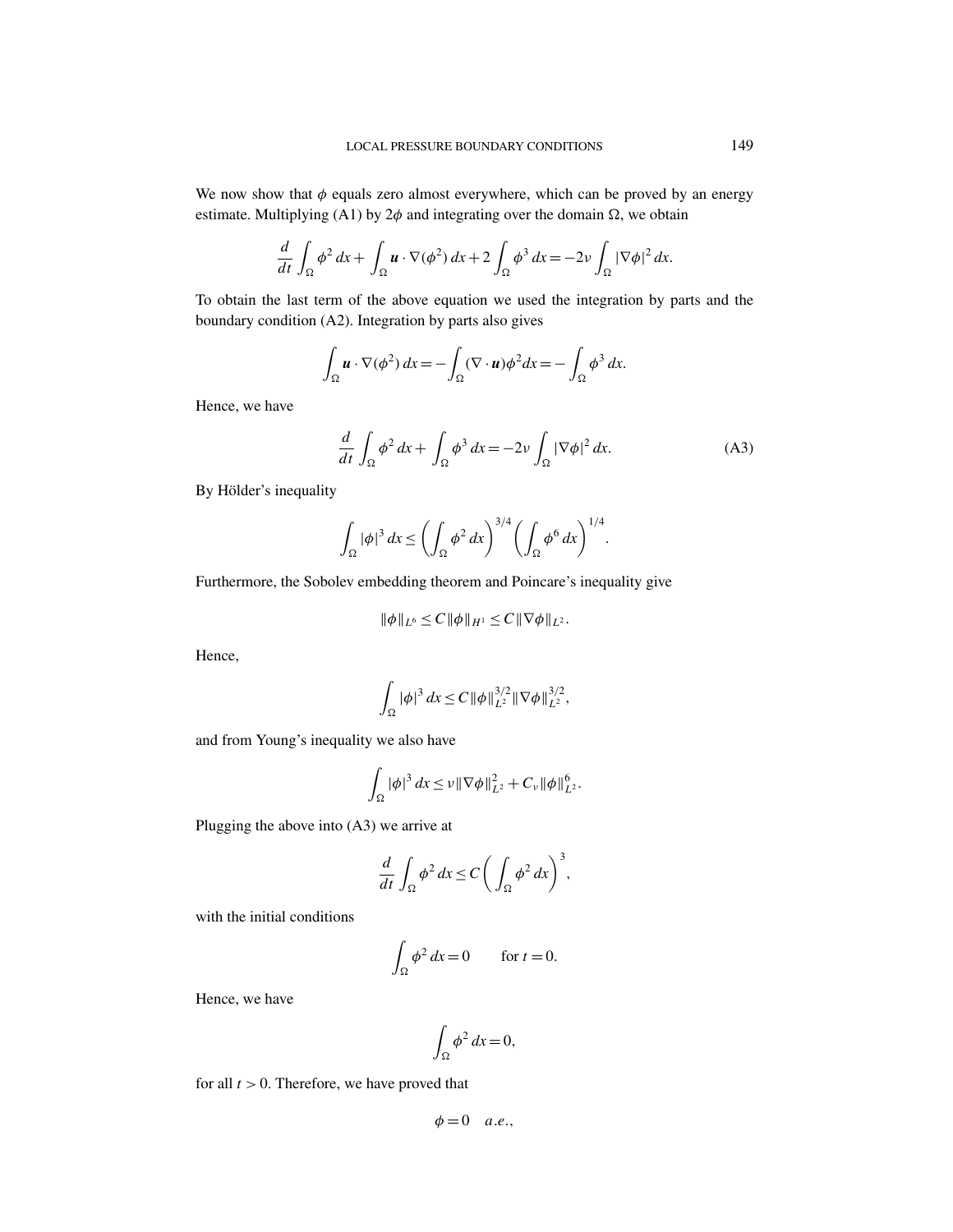We now show that $\phi$ equals zero almost everywhere, which can be proved by an energy estimate. Multiplying (A1) by $2\phi$ and integrating over the domain $\Omega$, we obtain

$$\frac{d}{dt}\int_\Omega \phi^2\,dx + \int_\Omega \boldsymbol{u}\cdot\nabla(\phi^2)\,dx + 2\int_\Omega \phi^3\,dx = -2\nu\int_\Omega |\nabla\phi|^2\,dx.$$

To obtain the last term of the above equation we used the integration by parts and the boundary condition (A2). Integration by parts also gives

$$\int_\Omega \boldsymbol{u}\cdot\nabla(\phi^2)\,dx = -\int_\Omega (\nabla\cdot\boldsymbol{u})\phi^2 dx = -\int_\Omega \phi^3\,dx.$$

Hence, we have

$$\frac{d}{dt}\int_\Omega \phi^2\,dx + \int_\Omega \phi^3\,dx = -2\nu\int_\Omega |\nabla\phi|^2\,dx. \tag{A3}$$

By Hölder's inequality

$$\int_\Omega |\phi|^3\,dx \le \left(\int_\Omega \phi^2\,dx\right)^{3/4}\left(\int_\Omega \phi^6\,dx\right)^{1/4}.$$

Furthermore, the Sobolev embedding theorem and Poincare's inequality give

$$\|\phi\|_{L^6} \le C\|\phi\|_{H^1} \le C\|\nabla\phi\|_{L^2}.$$

Hence,

$$\int_\Omega |\phi|^3\,dx \le C\|\phi\|_{L^2}^{3/2}\|\nabla\phi\|_{L^2}^{3/2},$$

and from Young's inequality we also have

$$\int_\Omega |\phi|^3\,dx \le \nu\|\nabla\phi\|_{L^2}^2 + C_\nu\|\phi\|_{L^2}^6.$$

Plugging the above into (A3) we arrive at

$$\frac{d}{dt}\int_\Omega \phi^2\,dx \le C\left(\int_\Omega \phi^2\,dx\right)^3,$$

with the initial conditions

$$\int_\Omega \phi^2\,dx = 0 \qquad \text{for } t = 0.$$

Hence, we have

$$\int_\Omega \phi^2\,dx = 0,$$

for all $t > 0$. Therefore, we have proved that

$$\phi = 0 \quad a.e.,$$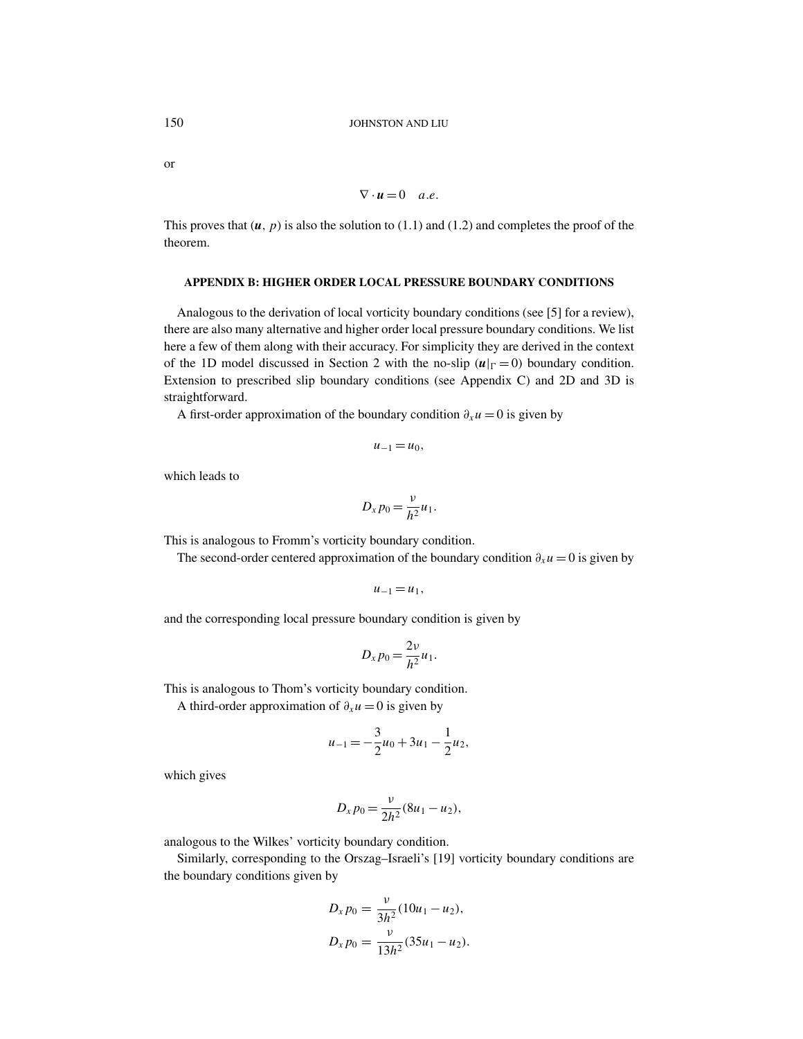or

$$\nabla \cdot \boldsymbol{u} = 0 \quad a.e.$$

This proves that $(\boldsymbol{u}, p)$ is also the solution to (1.1) and (1.2) and completes the proof of the theorem.

### APPENDIX B: HIGHER ORDER LOCAL PRESSURE BOUNDARY CONDITIONS

Analogous to the derivation of local vorticity boundary conditions (see [5] for a review), there are also many alternative and higher order local pressure boundary conditions. We list here a few of them along with their accuracy. For simplicity they are derived in the context of the 1D model discussed in Section 2 with the no-slip ($\boldsymbol{u}|_\Gamma = 0$) boundary condition. Extension to prescribed slip boundary conditions (see Appendix C) and 2D and 3D is straightforward.

A first-order approximation of the boundary condition $\partial_x u = 0$ is given by

$$u_{-1} = u_0,$$

which leads to

$$D_x p_0 = \frac{\nu}{h^2} u_1.$$

This is analogous to Fromm's vorticity boundary condition.

The second-order centered approximation of the boundary condition $\partial_x u = 0$ is given by

$$u_{-1} = u_1,$$

and the corresponding local pressure boundary condition is given by

$$D_x p_0 = \frac{2\nu}{h^2} u_1.$$

This is analogous to Thom's vorticity boundary condition.

A third-order approximation of $\partial_x u = 0$ is given by

$$u_{-1} = -\frac{3}{2} u_0 + 3u_1 - \frac{1}{2} u_2,$$

which gives

$$D_x p_0 = \frac{\nu}{2h^2} (8u_1 - u_2),$$

analogous to the Wilkes' vorticity boundary condition.

Similarly, corresponding to the Orszag–Israeli's [19] vorticity boundary conditions are the boundary conditions given by

$$D_x p_0 = \frac{\nu}{3h^2} (10u_1 - u_2),$$

$$D_x p_0 = \frac{\nu}{13h^2} (35u_1 - u_2).$$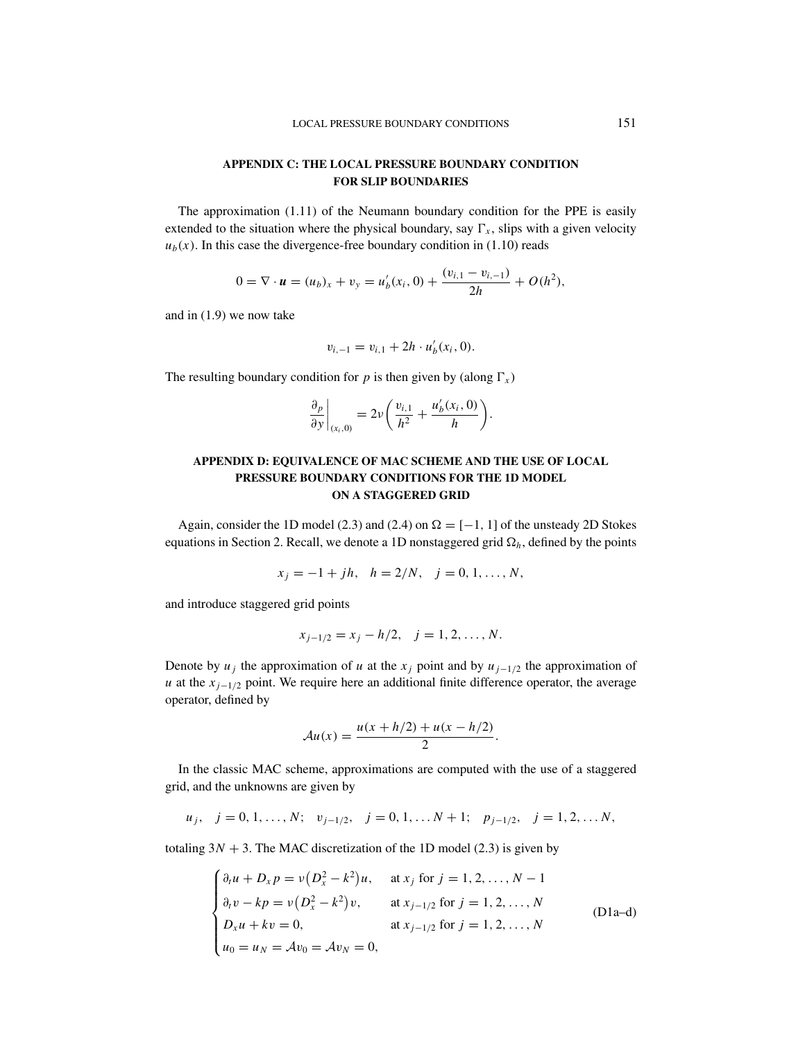## APPENDIX C: THE LOCAL PRESSURE BOUNDARY CONDITION FOR SLIP BOUNDARIES

The approximation (1.11) of the Neumann boundary condition for the PPE is easily extended to the situation where the physical boundary, say $\Gamma_x$, slips with a given velocity $u_b(x)$. In this case the divergence-free boundary condition in (1.10) reads

$$0 = \nabla \cdot \boldsymbol{u} = (u_b)_x + v_y = u_b'(x_i, 0) + \frac{(v_{i,1} - v_{i,-1})}{2h} + O(h^2),$$

and in (1.9) we now take

$$v_{i,-1} = v_{i,1} + 2h \cdot u_b'(x_i, 0).$$

The resulting boundary condition for $p$ is then given by (along $\Gamma_x$)

$$\left.\frac{\partial p}{\partial y}\right|_{(x_i,0)} = 2\nu\left(\frac{v_{i,1}}{h^2} + \frac{u_b'(x_i,0)}{h}\right).$$

## APPENDIX D: EQUIVALENCE OF MAC SCHEME AND THE USE OF LOCAL PRESSURE BOUNDARY CONDITIONS FOR THE 1D MODEL ON A STAGGERED GRID

Again, consider the 1D model (2.3) and (2.4) on $\Omega = [-1, 1]$ of the unsteady 2D Stokes equations in Section 2. Recall, we denote a 1D nonstaggered grid $\Omega_h$, defined by the points

$$x_j = -1 + jh, \quad h = 2/N, \quad j = 0, 1, \ldots, N,$$

and introduce staggered grid points

$$x_{j-1/2} = x_j - h/2, \quad j = 1, 2, \ldots, N.$$

Denote by $u_j$ the approximation of $u$ at the $x_j$ point and by $u_{j-1/2}$ the approximation of $u$ at the $x_{j-1/2}$ point. We require here an additional finite difference operator, the average operator, defined by

$$\mathcal{A}u(x) = \frac{u(x + h/2) + u(x - h/2)}{2}.$$

In the classic MAC scheme, approximations are computed with the use of a staggered grid, and the unknowns are given by

$$u_j, \quad j = 0, 1, \ldots, N; \quad v_{j-1/2}, \quad j = 0, 1, \ldots N + 1; \quad p_{j-1/2}, \quad j = 1, 2, \ldots N,$$

totaling $3N + 3$. The MAC discretization of the 1D model (2.3) is given by

$$\begin{cases} \partial_t u + D_x p = \nu\left(D_x^2 - k^2\right)u, & \text{at } x_j \text{ for } j = 1, 2, \ldots, N-1 \\ \partial_t v - kp = \nu\left(D_x^2 - k^2\right)v, & \text{at } x_{j-1/2} \text{ for } j = 1, 2, \ldots, N \\ D_x u + kv = 0, & \text{at } x_{j-1/2} \text{ for } j = 1, 2, \ldots, N \\ u_0 = u_N = \mathcal{A}v_0 = \mathcal{A}v_N = 0, \end{cases} \tag{D1a–d}$$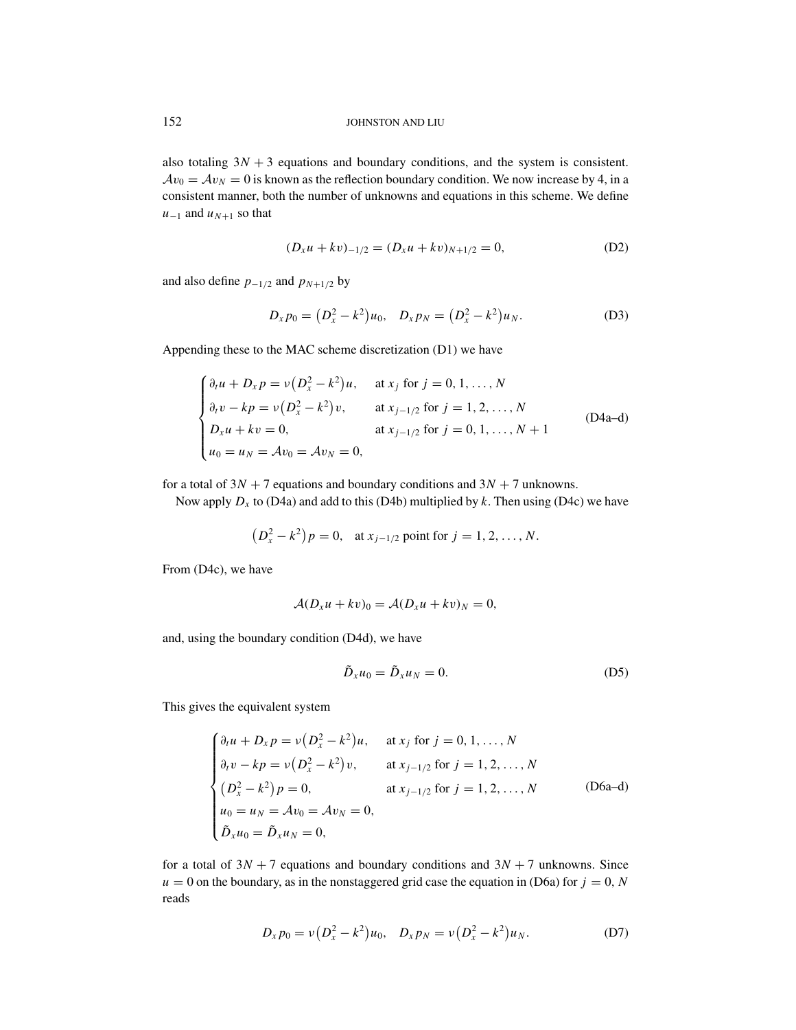also totaling $3N + 3$ equations and boundary conditions, and the system is consistent. $\mathcal{A}v_0 = \mathcal{A}v_N = 0$ is known as the reflection boundary condition. We now increase by 4, in a consistent manner, both the number of unknowns and equations in this scheme. We define $u_{-1}$ and $u_{N+1}$ so that

$$(D_x u + kv)_{-1/2} = (D_x u + kv)_{N+1/2} = 0, \tag{D2}$$

and also define $p_{-1/2}$ and $p_{N+1/2}$ by

$$D_x p_0 = \left(D_x^2 - k^2\right) u_0, \quad D_x p_N = \left(D_x^2 - k^2\right) u_N. \tag{D3}$$

Appending these to the MAC scheme discretization (D1) we have

$$\begin{cases} \partial_t u + D_x p = \nu\left(D_x^2 - k^2\right) u, & \text{at } x_j \text{ for } j = 0, 1, \ldots, N \\ \partial_t v - kp = \nu\left(D_x^2 - k^2\right) v, & \text{at } x_{j-1/2} \text{ for } j = 1, 2, \ldots, N \\ D_x u + kv = 0, & \text{at } x_{j-1/2} \text{ for } j = 0, 1, \ldots, N+1 \\ u_0 = u_N = \mathcal{A}v_0 = \mathcal{A}v_N = 0, \end{cases} \tag{D4a–d}$$

for a total of $3N + 7$ equations and boundary conditions and $3N + 7$ unknowns.

Now apply $D_x$ to (D4a) and add to this (D4b) multiplied by $k$. Then using (D4c) we have

$$\left(D_x^2 - k^2\right) p = 0, \quad \text{at } x_{j-1/2} \text{ point for } j = 1, 2, \ldots, N.$$

From (D4c), we have

$$\mathcal{A}(D_x u + kv)_0 = \mathcal{A}(D_x u + kv)_N = 0,$$

and, using the boundary condition (D4d), we have

$$\tilde{D}_x u_0 = \tilde{D}_x u_N = 0. \tag{D5}$$

This gives the equivalent system

$$\begin{cases} \partial_t u + D_x p = \nu\left(D_x^2 - k^2\right) u, & \text{at } x_j \text{ for } j = 0, 1, \ldots, N \\ \partial_t v - kp = \nu\left(D_x^2 - k^2\right) v, & \text{at } x_{j-1/2} \text{ for } j = 1, 2, \ldots, N \\ \left(D_x^2 - k^2\right) p = 0, & \text{at } x_{j-1/2} \text{ for } j = 1, 2, \ldots, N \\ u_0 = u_N = \mathcal{A}v_0 = \mathcal{A}v_N = 0, \\ \tilde{D}_x u_0 = \tilde{D}_x u_N = 0, \end{cases} \tag{D6a–d}$$

for a total of $3N + 7$ equations and boundary conditions and $3N + 7$ unknowns. Since $u = 0$ on the boundary, as in the nonstaggered grid case the equation in (D6a) for $j = 0, N$ reads

$$D_x p_0 = \nu\left(D_x^2 - k^2\right) u_0, \quad D_x p_N = \nu\left(D_x^2 - k^2\right) u_N. \tag{D7}$$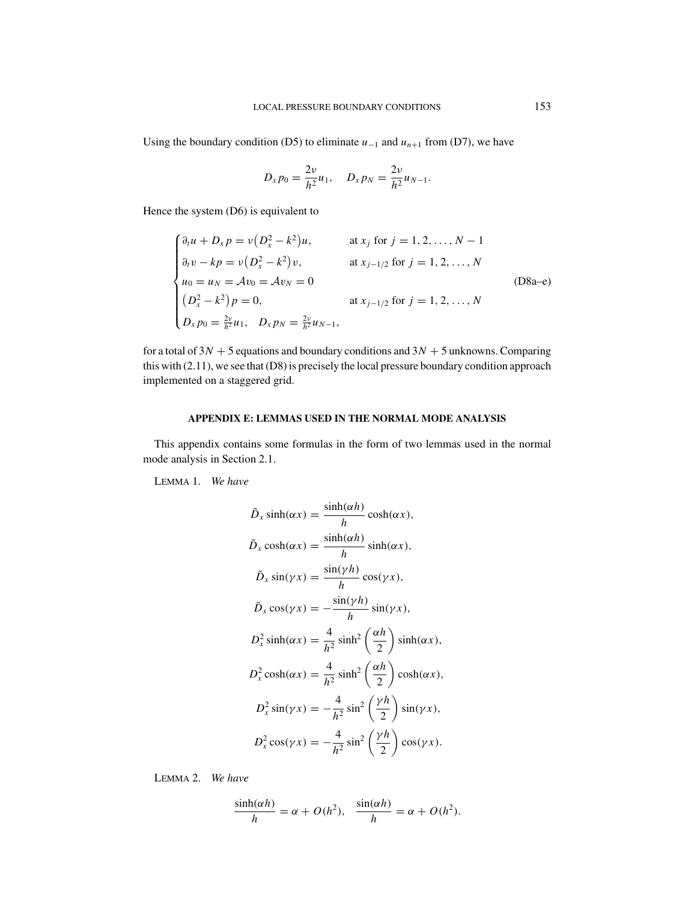Using the boundary condition (D5) to eliminate $u_{-1}$ and $u_{n+1}$ from (D7), we have

$$D_x p_0 = \frac{2\nu}{h^2} u_1, \quad D_x p_N = \frac{2\nu}{h^2} u_{N-1}.$$

Hence the system (D6) is equivalent to

$$\begin{cases} \partial_t u + D_x p = \nu\left(D_x^2 - k^2\right) u, & \text{at } x_j \text{ for } j = 1, 2, \ldots, N-1 \\ \partial_t v - kp = \nu\left(D_x^2 - k^2\right) v, & \text{at } x_{j-1/2} \text{ for } j = 1, 2, \ldots, N \\ u_0 = u_N = \mathcal{A} v_0 = \mathcal{A} v_N = 0 & \\ \left(D_x^2 - k^2\right) p = 0, & \text{at } x_{j-1/2} \text{ for } j = 1, 2, \ldots, N \\ D_x p_0 = \frac{2\nu}{h^2} u_1, \quad D_x p_N = \frac{2\nu}{h^2} u_{N-1}, & \end{cases} \tag{D8a–e}$$

for a total of $3N + 5$ equations and boundary conditions and $3N + 5$ unknowns. Comparing this with (2.11), we see that (D8) is precisely the local pressure boundary condition approach implemented on a staggered grid.

## APPENDIX E: LEMMAS USED IN THE NORMAL MODE ANALYSIS

This appendix contains some formulas in the form of two lemmas used in the normal mode analysis in Section 2.1.

LEMMA 1. *We have*

$$\tilde{D}_x \sinh(\alpha x) = \frac{\sinh(\alpha h)}{h} \cosh(\alpha x),$$

$$\tilde{D}_x \cosh(\alpha x) = \frac{\sinh(\alpha h)}{h} \sinh(\alpha x),$$

$$\tilde{D}_x \sin(\gamma x) = \frac{\sin(\gamma h)}{h} \cos(\gamma x),$$

$$\tilde{D}_x \cos(\gamma x) = -\frac{\sin(\gamma h)}{h} \sin(\gamma x),$$

$$D_x^2 \sinh(\alpha x) = \frac{4}{h^2} \sinh^2\left(\frac{\alpha h}{2}\right) \sinh(\alpha x),$$

$$D_x^2 \cosh(\alpha x) = \frac{4}{h^2} \sinh^2\left(\frac{\alpha h}{2}\right) \cosh(\alpha x),$$

$$D_x^2 \sin(\gamma x) = -\frac{4}{h^2} \sin^2\left(\frac{\gamma h}{2}\right) \sin(\gamma x),$$

$$D_x^2 \cos(\gamma x) = -\frac{4}{h^2} \sin^2\left(\frac{\gamma h}{2}\right) \cos(\gamma x).$$

LEMMA 2. *We have*

$$\frac{\sinh(\alpha h)}{h} = \alpha + O(h^2), \quad \frac{\sin(\alpha h)}{h} = \alpha + O(h^2).$$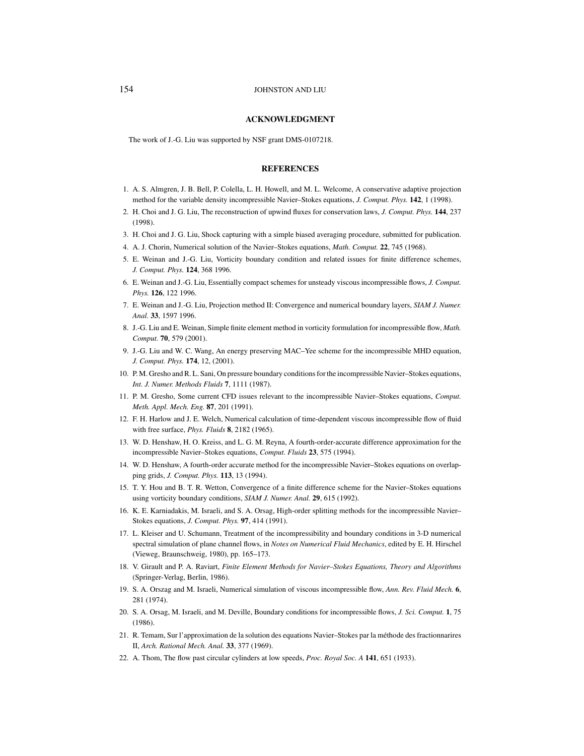## ACKNOWLEDGMENT

The work of J.-G. Liu was supported by NSF grant DMS-0107218.

## REFERENCES

1. A. S. Almgren, J. B. Bell, P. Colella, L. H. Howell, and M. L. Welcome, A conservative adaptive projection method for the variable density incompressible Navier–Stokes equations, *J. Comput. Phys.* **142**, 1 (1998).
2. H. Choi and J. G. Liu, The reconstruction of upwind fluxes for conservation laws, *J. Comput. Phys.* **144**, 237 (1998).
3. H. Choi and J. G. Liu, Shock capturing with a simple biased averaging procedure, submitted for publication.
4. A. J. Chorin, Numerical solution of the Navier–Stokes equations, *Math. Comput.* **22**, 745 (1968).
5. E. Weinan and J.-G. Liu, Vorticity boundary condition and related issues for finite difference schemes, *J. Comput. Phys.* **124**, 368 1996.
6. E. Weinan and J.-G. Liu, Essentially compact schemes for unsteady viscous incompressible flows, *J. Comput. Phys.* **126**, 122 1996.
7. E. Weinan and J.-G. Liu, Projection method II: Convergence and numerical boundary layers, *SIAM J. Numer. Anal.* **33**, 1597 1996.
8. J.-G. Liu and E. Weinan, Simple finite element method in vorticity formulation for incompressible flow, *Math. Comput.* **70**, 579 (2001).
9. J.-G. Liu and W. C. Wang, An energy preserving MAC–Yee scheme for the incompressible MHD equation, *J. Comput. Phys.* **174**, 12, (2001).
10. P. M. Gresho and R. L. Sani, On pressure boundary conditions for the incompressible Navier–Stokes equations, *Int. J. Numer. Methods Fluids* **7**, 1111 (1987).
11. P. M. Gresho, Some current CFD issues relevant to the incompressible Navier–Stokes equations, *Comput. Meth. Appl. Mech. Eng.* **87**, 201 (1991).
12. F. H. Harlow and J. E. Welch, Numerical calculation of time-dependent viscous incompressible flow of fluid with free surface, *Phys. Fluids* **8**, 2182 (1965).
13. W. D. Henshaw, H. O. Kreiss, and L. G. M. Reyna, A fourth-order-accurate difference approximation for the incompressible Navier–Stokes equations, *Comput. Fluids* **23**, 575 (1994).
14. W. D. Henshaw, A fourth-order accurate method for the incompressible Navier–Stokes equations on overlapping grids, *J. Comput. Phys.* **113**, 13 (1994).
15. T. Y. Hou and B. T. R. Wetton, Convergence of a finite difference scheme for the Navier–Stokes equations using vorticity boundary conditions, *SIAM J. Numer. Anal.* **29**, 615 (1992).
16. K. E. Karniadakis, M. Israeli, and S. A. Orsag, High-order splitting methods for the incompressible Navier–Stokes equations, *J. Comput. Phys.* **97**, 414 (1991).
17. L. Kleiser and U. Schumann, Treatment of the incompressibility and boundary conditions in 3-D numerical spectral simulation of plane channel flows, in *Notes on Numerical Fluid Mechanics*, edited by E. H. Hirschel (Vieweg, Braunschweig, 1980), pp. 165–173.
18. V. Girault and P. A. Raviart, *Finite Element Methods for Navier–Stokes Equations, Theory and Algorithms* (Springer-Verlag, Berlin, 1986).
19. S. A. Orszag and M. Israeli, Numerical simulation of viscous incompressible flow, *Ann. Rev. Fluid Mech.* **6**, 281 (1974).
20. S. A. Orsag, M. Israeli, and M. Deville, Boundary conditions for incompressible flows, *J. Sci. Comput.* **1**, 75 (1986).
21. R. Temam, Sur l'approximation de la solution des equations Navier–Stokes par la méthode des fractionnarires II, *Arch. Rational Mech. Anal.* **33**, 377 (1969).
22. A. Thom, The flow past circular cylinders at low speeds, *Proc. Royal Soc. A* **141**, 651 (1933).